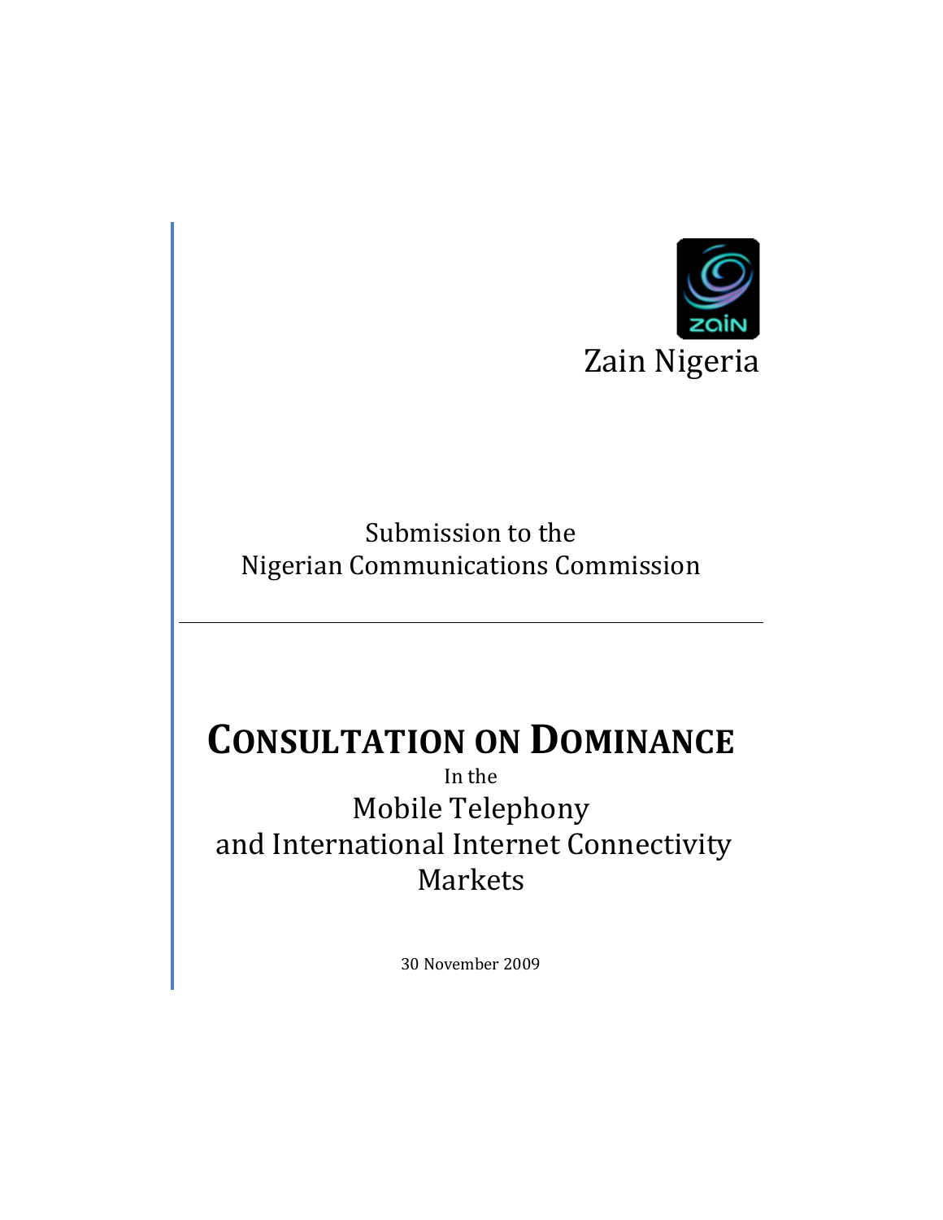Zain Nigeria

Submission to the
Nigerian Communications Commission

---

# CONSULTATION ON DOMINANCE

In the

## Mobile Telephony and International Internet Connectivity Markets

30 November 2009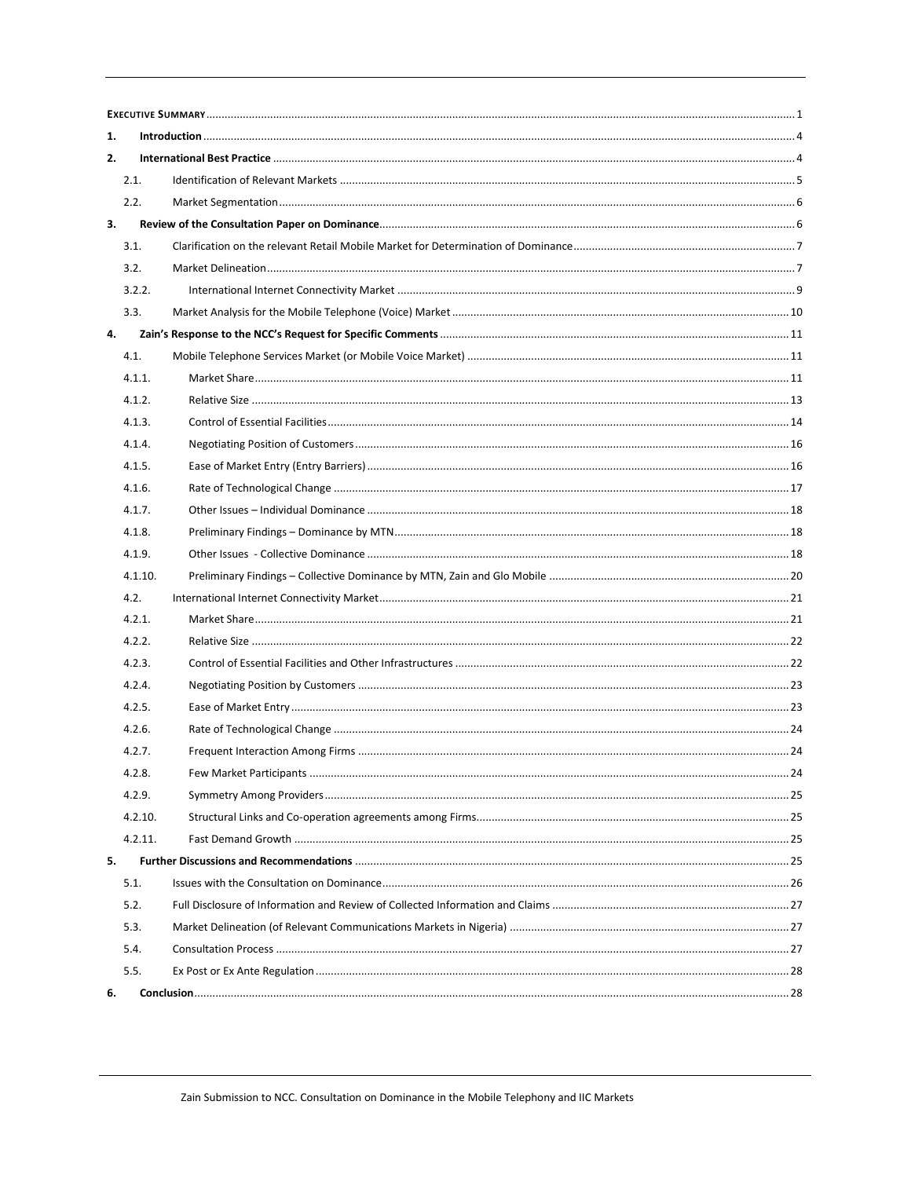**EXECUTIVE SUMMARY** ........ 1

**1. Introduction** ........ 4

**2. International Best Practice** ........ 4

- 2.1. Identification of Relevant Markets ........ 5
- 2.2. Market Segmentation ........ 6

**3. Review of the Consultation Paper on Dominance** ........ 6

- 3.1. Clarification on the relevant Retail Mobile Market for Determination of Dominance ........ 7
- 3.2. Market Delineation ........ 7
  - 3.2.2. International Internet Connectivity Market ........ 9
- 3.3. Market Analysis for the Mobile Telephone (Voice) Market ........ 10

**4. Zain's Response to the NCC's Request for Specific Comments** ........ 11

- 4.1. Mobile Telephone Services Market (or Mobile Voice Market) ........ 11
  - 4.1.1. Market Share ........ 11
  - 4.1.2. Relative Size ........ 13
  - 4.1.3. Control of Essential Facilities ........ 14
  - 4.1.4. Negotiating Position of Customers ........ 16
  - 4.1.5. Ease of Market Entry (Entry Barriers) ........ 16
  - 4.1.6. Rate of Technological Change ........ 17
  - 4.1.7. Other Issues – Individual Dominance ........ 18
  - 4.1.8. Preliminary Findings – Dominance by MTN ........ 18
  - 4.1.9. Other Issues - Collective Dominance ........ 18
  - 4.1.10. Preliminary Findings – Collective Dominance by MTN, Zain and Glo Mobile ........ 20
- 4.2. International Internet Connectivity Market ........ 21
  - 4.2.1. Market Share ........ 21
  - 4.2.2. Relative Size ........ 22
  - 4.2.3. Control of Essential Facilities and Other Infrastructures ........ 22
  - 4.2.4. Negotiating Position by Customers ........ 23
  - 4.2.5. Ease of Market Entry ........ 23
  - 4.2.6. Rate of Technological Change ........ 24
  - 4.2.7. Frequent Interaction Among Firms ........ 24
  - 4.2.8. Few Market Participants ........ 24
  - 4.2.9. Symmetry Among Providers ........ 25
  - 4.2.10. Structural Links and Co-operation agreements among Firms ........ 25
  - 4.2.11. Fast Demand Growth ........ 25

**5. Further Discussions and Recommendations** ........ 25

- 5.1. Issues with the Consultation on Dominance ........ 26
- 5.2. Full Disclosure of Information and Review of Collected Information and Claims ........ 27
- 5.3. Market Delineation (of Relevant Communications Markets in Nigeria) ........ 27
- 5.4. Consultation Process ........ 27
- 5.5. Ex Post or Ex Ante Regulation ........ 28

**6. Conclusion** ........ 28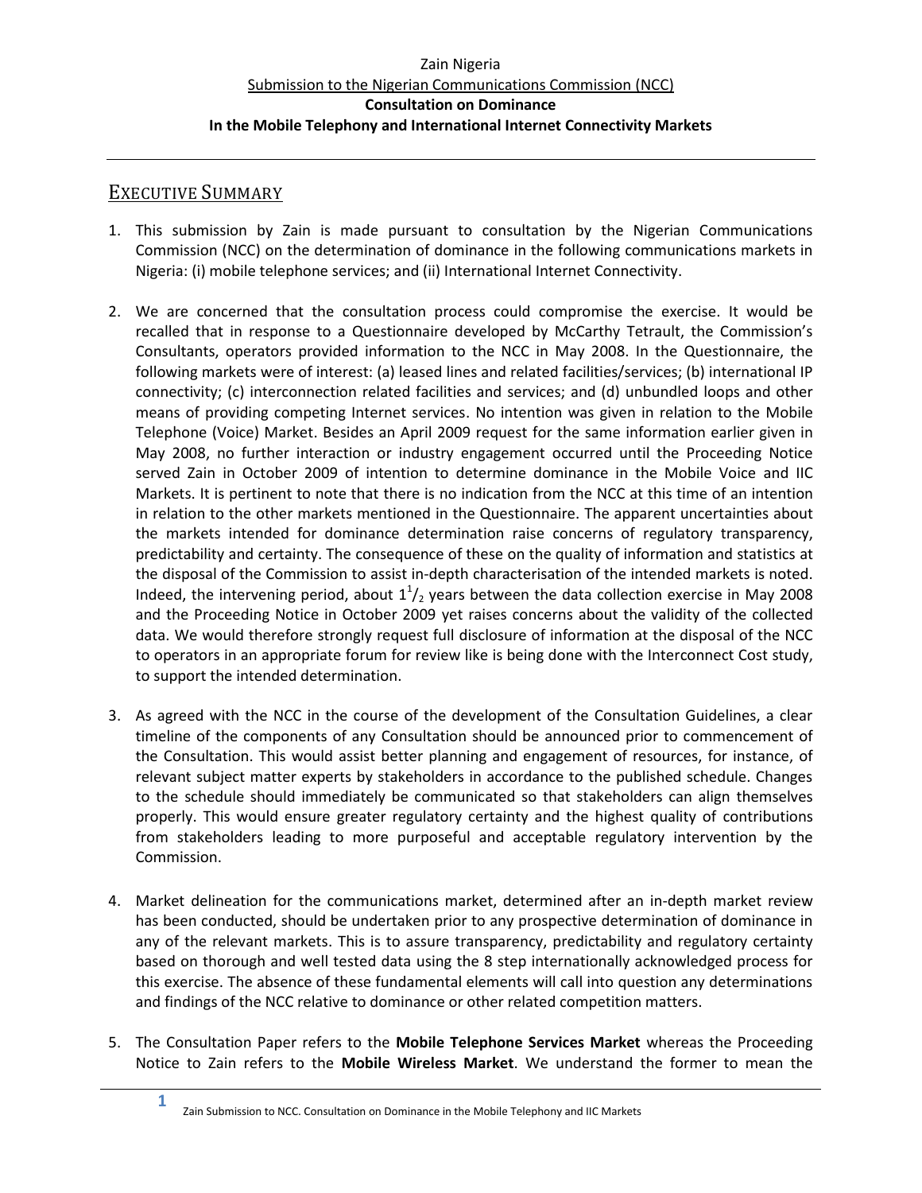Zain Nigeria

Submission to the Nigerian Communications Commission (NCC)

**Consultation on Dominance**

**In the Mobile Telephony and International Internet Connectivity Markets**

---

## EXECUTIVE SUMMARY

1. This submission by Zain is made pursuant to consultation by the Nigerian Communications Commission (NCC) on the determination of dominance in the following communications markets in Nigeria: (i) mobile telephone services; and (ii) International Internet Connectivity.

2. We are concerned that the consultation process could compromise the exercise. It would be recalled that in response to a Questionnaire developed by McCarthy Tetrault, the Commission's Consultants, operators provided information to the NCC in May 2008. In the Questionnaire, the following markets were of interest: (a) leased lines and related facilities/services; (b) international IP connectivity; (c) interconnection related facilities and services; and (d) unbundled loops and other means of providing competing Internet services. No intention was given in relation to the Mobile Telephone (Voice) Market. Besides an April 2009 request for the same information earlier given in May 2008, no further interaction or industry engagement occurred until the Proceeding Notice served Zain in October 2009 of intention to determine dominance in the Mobile Voice and IIC Markets. It is pertinent to note that there is no indication from the NCC at this time of an intention in relation to the other markets mentioned in the Questionnaire. The apparent uncertainties about the markets intended for dominance determination raise concerns of regulatory transparency, predictability and certainty. The consequence of these on the quality of information and statistics at the disposal of the Commission to assist in-depth characterisation of the intended markets is noted. Indeed, the intervening period, about $1^1/_2$ years between the data collection exercise in May 2008 and the Proceeding Notice in October 2009 yet raises concerns about the validity of the collected data. We would therefore strongly request full disclosure of information at the disposal of the NCC to operators in an appropriate forum for review like is being done with the Interconnect Cost study, to support the intended determination.

3. As agreed with the NCC in the course of the development of the Consultation Guidelines, a clear timeline of the components of any Consultation should be announced prior to commencement of the Consultation. This would assist better planning and engagement of resources, for instance, of relevant subject matter experts by stakeholders in accordance to the published schedule. Changes to the schedule should immediately be communicated so that stakeholders can align themselves properly. This would ensure greater regulatory certainty and the highest quality of contributions from stakeholders leading to more purposeful and acceptable regulatory intervention by the Commission.

4. Market delineation for the communications market, determined after an in-depth market review has been conducted, should be undertaken prior to any prospective determination of dominance in any of the relevant markets. This is to assure transparency, predictability and regulatory certainty based on thorough and well tested data using the 8 step internationally acknowledged process for this exercise. The absence of these fundamental elements will call into question any determinations and findings of the NCC relative to dominance or other related competition matters.

5. The Consultation Paper refers to the **Mobile Telephone Services Market** whereas the Proceeding Notice to Zain refers to the **Mobile Wireless Market**. We understand the former to mean the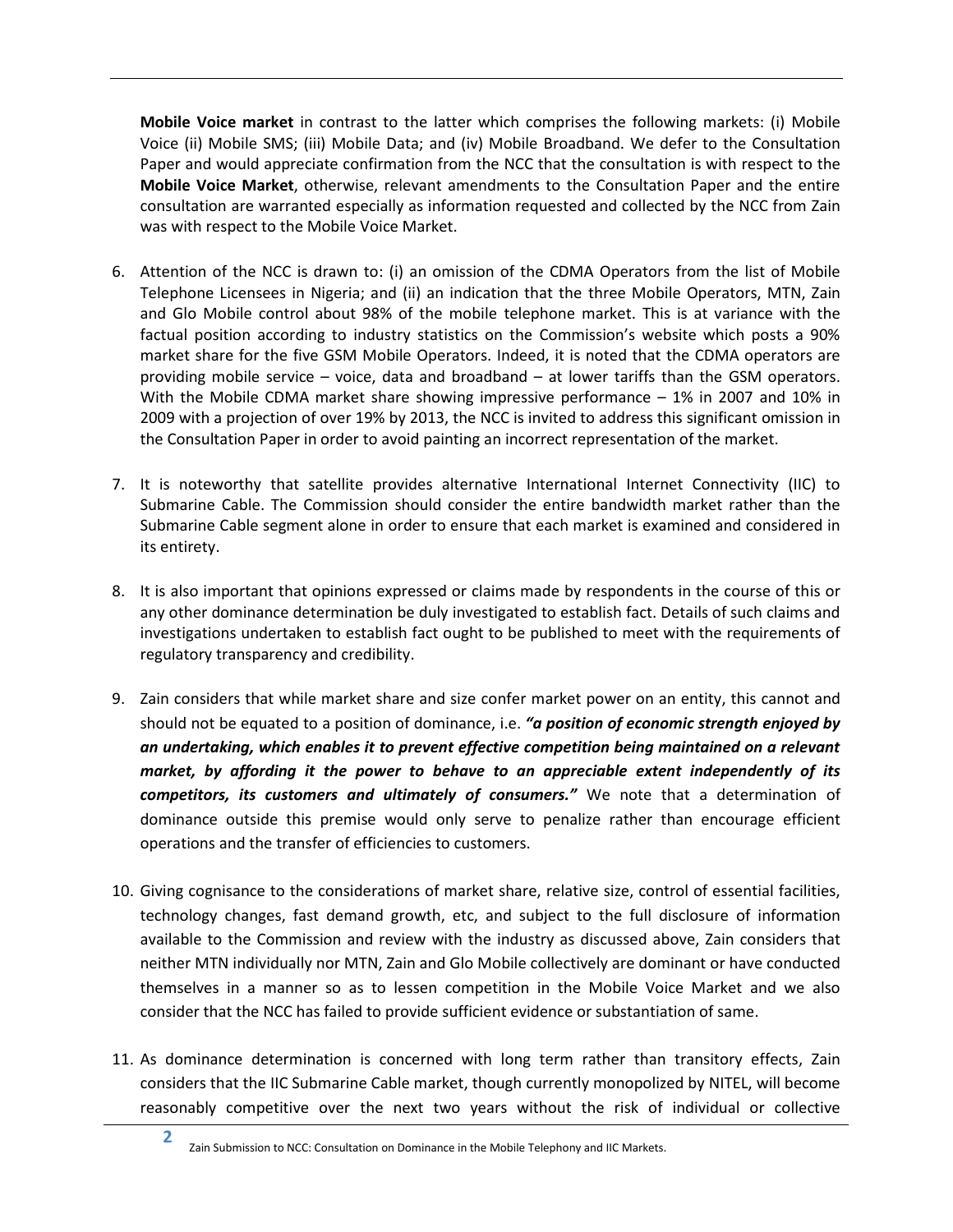**Mobile Voice market** in contrast to the latter which comprises the following markets: (i) Mobile Voice (ii) Mobile SMS; (iii) Mobile Data; and (iv) Mobile Broadband. We defer to the Consultation Paper and would appreciate confirmation from the NCC that the consultation is with respect to the **Mobile Voice Market**, otherwise, relevant amendments to the Consultation Paper and the entire consultation are warranted especially as information requested and collected by the NCC from Zain was with respect to the Mobile Voice Market.

6. Attention of the NCC is drawn to: (i) an omission of the CDMA Operators from the list of Mobile Telephone Licensees in Nigeria; and (ii) an indication that the three Mobile Operators, MTN, Zain and Glo Mobile control about 98% of the mobile telephone market. This is at variance with the factual position according to industry statistics on the Commission's website which posts a 90% market share for the five GSM Mobile Operators. Indeed, it is noted that the CDMA operators are providing mobile service – voice, data and broadband – at lower tariffs than the GSM operators. With the Mobile CDMA market share showing impressive performance – 1% in 2007 and 10% in 2009 with a projection of over 19% by 2013, the NCC is invited to address this significant omission in the Consultation Paper in order to avoid painting an incorrect representation of the market.

7. It is noteworthy that satellite provides alternative International Internet Connectivity (IIC) to Submarine Cable. The Commission should consider the entire bandwidth market rather than the Submarine Cable segment alone in order to ensure that each market is examined and considered in its entirety.

8. It is also important that opinions expressed or claims made by respondents in the course of this or any other dominance determination be duly investigated to establish fact. Details of such claims and investigations undertaken to establish fact ought to be published to meet with the requirements of regulatory transparency and credibility.

9. Zain considers that while market share and size confer market power on an entity, this cannot and should not be equated to a position of dominance, i.e. ***"a position of economic strength enjoyed by an undertaking, which enables it to prevent effective competition being maintained on a relevant market, by affording it the power to behave to an appreciable extent independently of its competitors, its customers and ultimately of consumers."*** We note that a determination of dominance outside this premise would only serve to penalize rather than encourage efficient operations and the transfer of efficiencies to customers.

10. Giving cognisance to the considerations of market share, relative size, control of essential facilities, technology changes, fast demand growth, etc, and subject to the full disclosure of information available to the Commission and review with the industry as discussed above, Zain considers that neither MTN individually nor MTN, Zain and Glo Mobile collectively are dominant or have conducted themselves in a manner so as to lessen competition in the Mobile Voice Market and we also consider that the NCC has failed to provide sufficient evidence or substantiation of same.

11. As dominance determination is concerned with long term rather than transitory effects, Zain considers that the IIC Submarine Cable market, though currently monopolized by NITEL, will become reasonably competitive over the next two years without the risk of individual or collective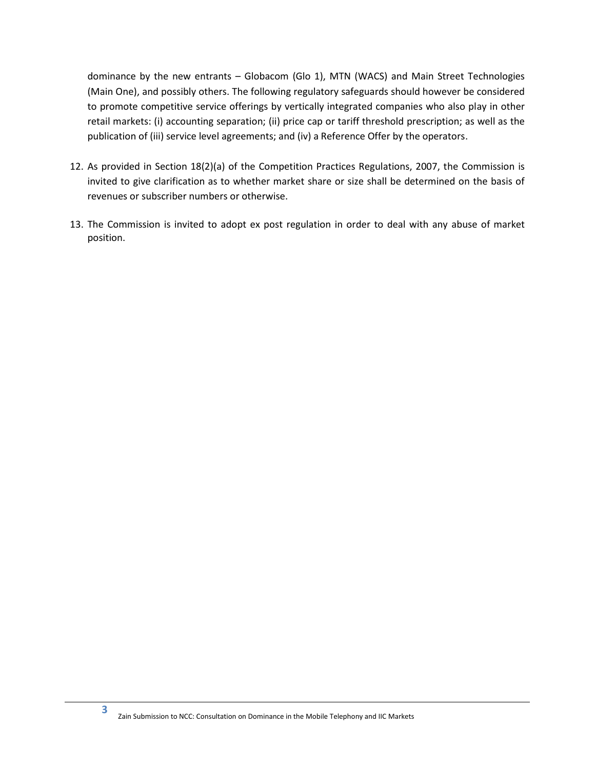dominance by the new entrants – Globacom (Glo 1), MTN (WACS) and Main Street Technologies (Main One), and possibly others. The following regulatory safeguards should however be considered to promote competitive service offerings by vertically integrated companies who also play in other retail markets: (i) accounting separation; (ii) price cap or tariff threshold prescription; as well as the publication of (iii) service level agreements; and (iv) a Reference Offer by the operators.

12. As provided in Section 18(2)(a) of the Competition Practices Regulations, 2007, the Commission is invited to give clarification as to whether market share or size shall be determined on the basis of revenues or subscriber numbers or otherwise.

13. The Commission is invited to adopt ex post regulation in order to deal with any abuse of market position.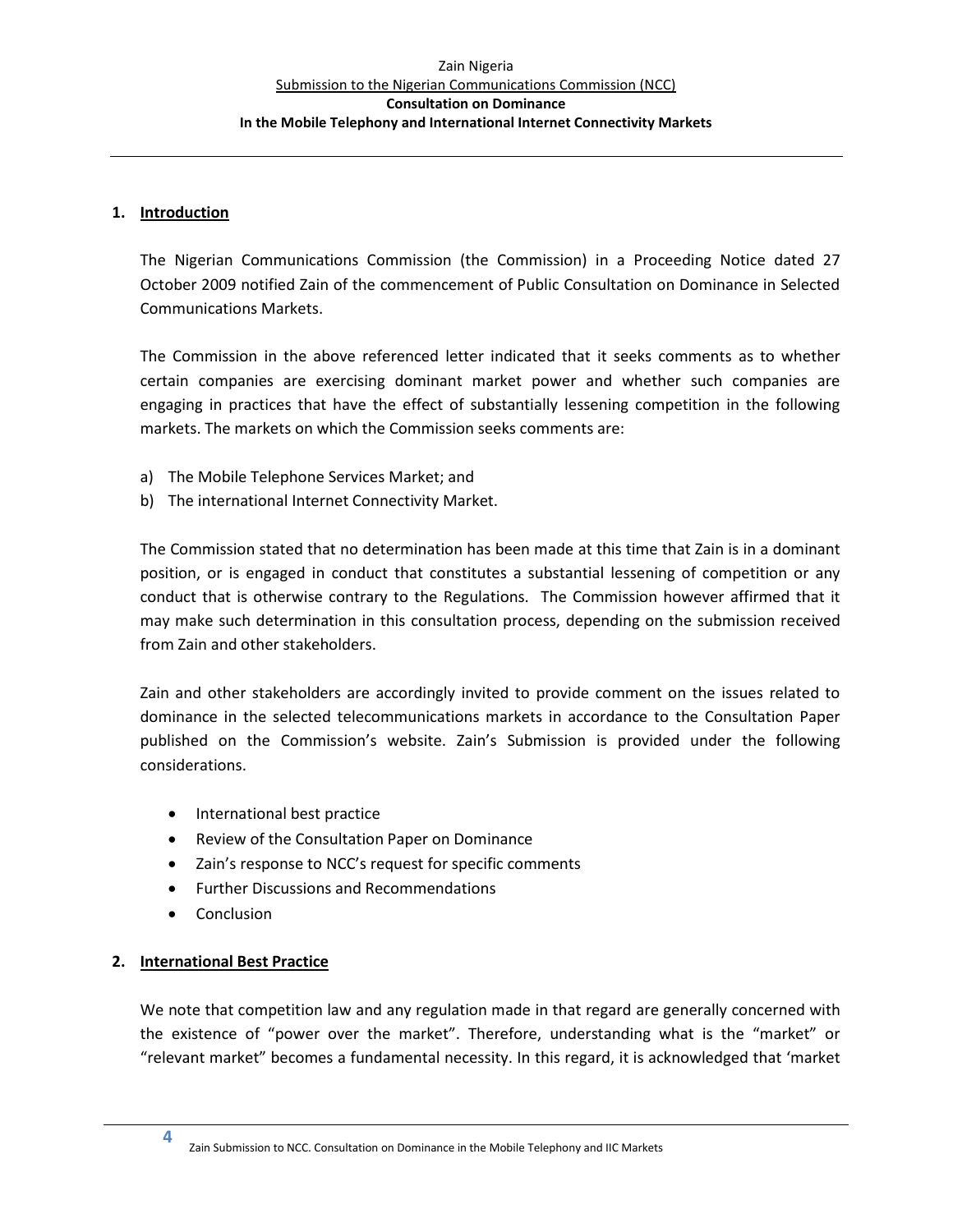Zain Nigeria
Submission to the Nigerian Communications Commission (NCC)
**Consultation on Dominance**
**In the Mobile Telephony and International Internet Connectivity Markets**

## 1. Introduction

The Nigerian Communications Commission (the Commission) in a Proceeding Notice dated 27 October 2009 notified Zain of the commencement of Public Consultation on Dominance in Selected Communications Markets.

The Commission in the above referenced letter indicated that it seeks comments as to whether certain companies are exercising dominant market power and whether such companies are engaging in practices that have the effect of substantially lessening competition in the following markets. The markets on which the Commission seeks comments are:

a) The Mobile Telephone Services Market; and
b) The international Internet Connectivity Market.

The Commission stated that no determination has been made at this time that Zain is in a dominant position, or is engaged in conduct that constitutes a substantial lessening of competition or any conduct that is otherwise contrary to the Regulations. The Commission however affirmed that it may make such determination in this consultation process, depending on the submission received from Zain and other stakeholders.

Zain and other stakeholders are accordingly invited to provide comment on the issues related to dominance in the selected telecommunications markets in accordance to the Consultation Paper published on the Commission's website. Zain's Submission is provided under the following considerations.

- International best practice
- Review of the Consultation Paper on Dominance
- Zain's response to NCC's request for specific comments
- Further Discussions and Recommendations
- Conclusion

## 2. International Best Practice

We note that competition law and any regulation made in that regard are generally concerned with the existence of "power over the market". Therefore, understanding what is the "market" or "relevant market" becomes a fundamental necessity. In this regard, it is acknowledged that 'market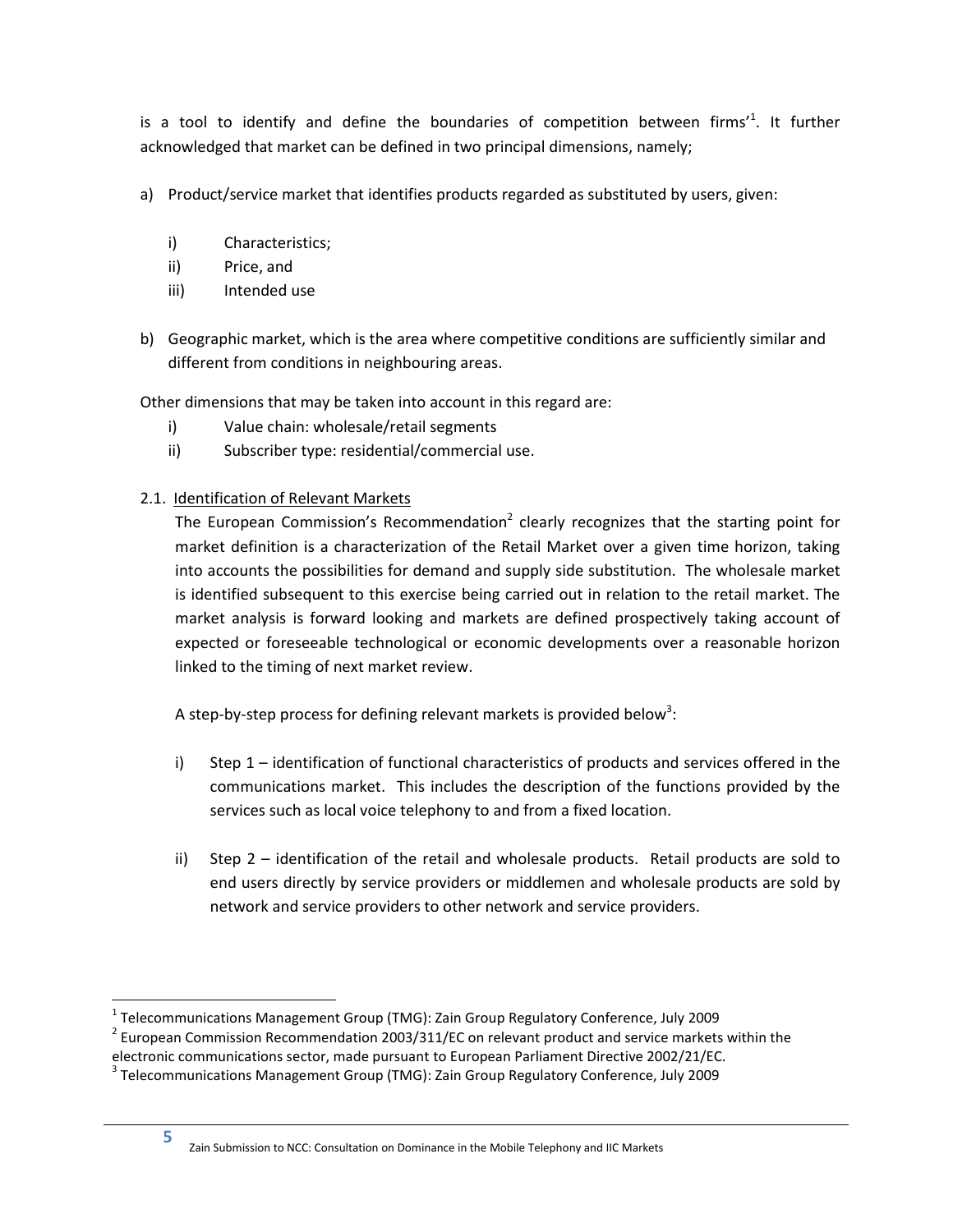is a tool to identify and define the boundaries of competition between firms'[1]. It further acknowledged that market can be defined in two principal dimensions, namely;

a) Product/service market that identifies products regarded as substituted by users, given:

    i) Characteristics;
    ii) Price, and
    iii) Intended use

b) Geographic market, which is the area where competitive conditions are sufficiently similar and different from conditions in neighbouring areas.

Other dimensions that may be taken into account in this regard are:

i) Value chain: wholesale/retail segments
ii) Subscriber type: residential/commercial use.

2.1. <u>Identification of Relevant Markets</u>

The European Commission's Recommendation[2] clearly recognizes that the starting point for market definition is a characterization of the Retail Market over a given time horizon, taking into accounts the possibilities for demand and supply side substitution. The wholesale market is identified subsequent to this exercise being carried out in relation to the retail market. The market analysis is forward looking and markets are defined prospectively taking account of expected or foreseeable technological or economic developments over a reasonable horizon linked to the timing of next market review.

A step-by-step process for defining relevant markets is provided below[3]:

i) Step 1 – identification of functional characteristics of products and services offered in the communications market. This includes the description of the functions provided by the services such as local voice telephony to and from a fixed location.

ii) Step 2 – identification of the retail and wholesale products. Retail products are sold to end users directly by service providers or middlemen and wholesale products are sold by network and service providers to other network and service providers.

---

[1] Telecommunications Management Group (TMG): Zain Group Regulatory Conference, July 2009

[2] European Commission Recommendation 2003/311/EC on relevant product and service markets within the electronic communications sector, made pursuant to European Parliament Directive 2002/21/EC.

[3] Telecommunications Management Group (TMG): Zain Group Regulatory Conference, July 2009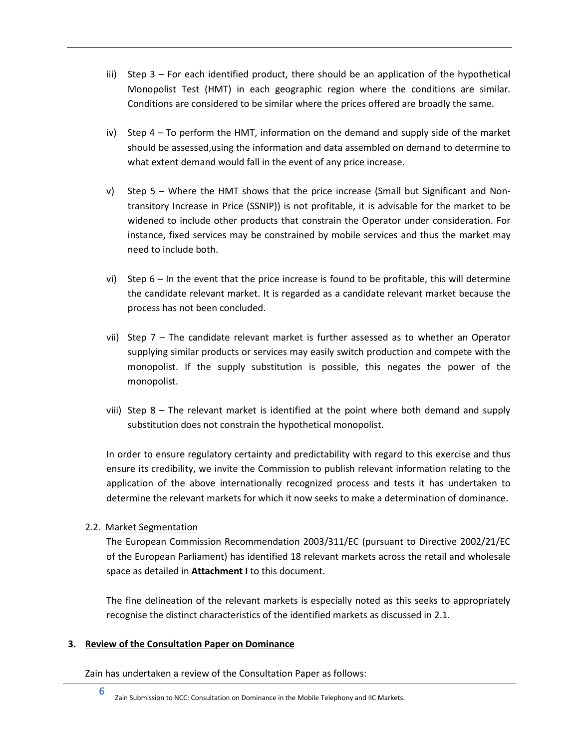iii) Step 3 – For each identified product, there should be an application of the hypothetical Monopolist Test (HMT) in each geographic region where the conditions are similar. Conditions are considered to be similar where the prices offered are broadly the same.

iv) Step 4 – To perform the HMT, information on the demand and supply side of the market should be assessed,using the information and data assembled on demand to determine to what extent demand would fall in the event of any price increase.

v) Step 5 – Where the HMT shows that the price increase (Small but Significant and Non-transitory Increase in Price (SSNIP)) is not profitable, it is advisable for the market to be widened to include other products that constrain the Operator under consideration. For instance, fixed services may be constrained by mobile services and thus the market may need to include both.

vi) Step 6 – In the event that the price increase is found to be profitable, this will determine the candidate relevant market. It is regarded as a candidate relevant market because the process has not been concluded.

vii) Step 7 – The candidate relevant market is further assessed as to whether an Operator supplying similar products or services may easily switch production and compete with the monopolist. If the supply substitution is possible, this negates the power of the monopolist.

viii) Step 8 – The relevant market is identified at the point where both demand and supply substitution does not constrain the hypothetical monopolist.

In order to ensure regulatory certainty and predictability with regard to this exercise and thus ensure its credibility, we invite the Commission to publish relevant information relating to the application of the above internationally recognized process and tests it has undertaken to determine the relevant markets for which it now seeks to make a determination of dominance.

### 2.2. Market Segmentation

The European Commission Recommendation 2003/311/EC (pursuant to Directive 2002/21/EC of the European Parliament) has identified 18 relevant markets across the retail and wholesale space as detailed in **Attachment I** to this document.

The fine delineation of the relevant markets is especially noted as this seeks to appropriately recognise the distinct characteristics of the identified markets as discussed in 2.1.

## 3. Review of the Consultation Paper on Dominance

Zain has undertaken a review of the Consultation Paper as follows: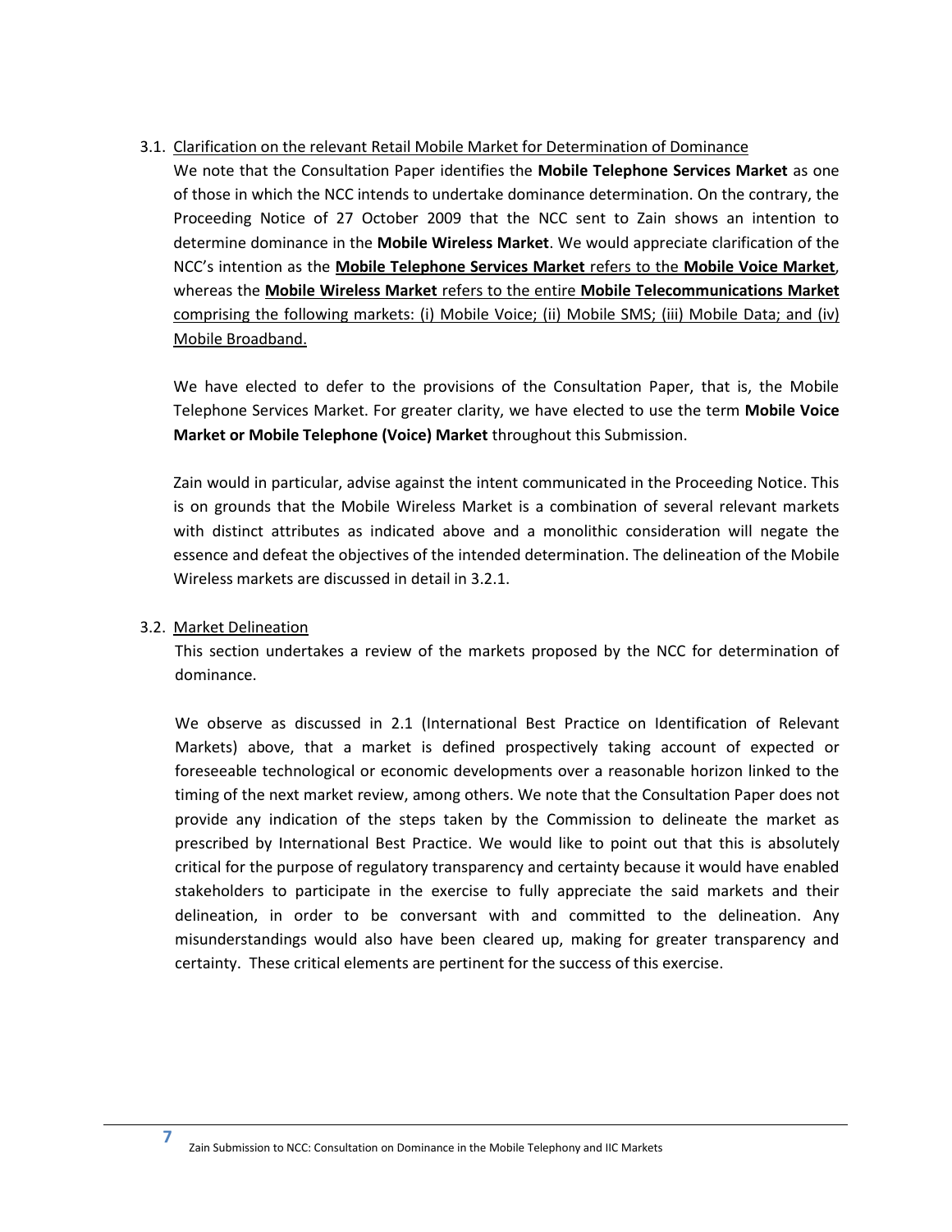### 3.1. Clarification on the relevant Retail Mobile Market for Determination of Dominance

We note that the Consultation Paper identifies the **Mobile Telephone Services Market** as one of those in which the NCC intends to undertake dominance determination. On the contrary, the Proceeding Notice of 27 October 2009 that the NCC sent to Zain shows an intention to determine dominance in the **Mobile Wireless Market**. We would appreciate clarification of the NCC's intention as the **Mobile Telephone Services Market** refers to the **Mobile Voice Market**, whereas the **Mobile Wireless Market** refers to the entire **Mobile Telecommunications Market** comprising the following markets: (i) Mobile Voice; (ii) Mobile SMS; (iii) Mobile Data; and (iv) Mobile Broadband.

We have elected to defer to the provisions of the Consultation Paper, that is, the Mobile Telephone Services Market. For greater clarity, we have elected to use the term **Mobile Voice Market or Mobile Telephone (Voice) Market** throughout this Submission.

Zain would in particular, advise against the intent communicated in the Proceeding Notice. This is on grounds that the Mobile Wireless Market is a combination of several relevant markets with distinct attributes as indicated above and a monolithic consideration will negate the essence and defeat the objectives of the intended determination. The delineation of the Mobile Wireless markets are discussed in detail in 3.2.1.

### 3.2. Market Delineation

This section undertakes a review of the markets proposed by the NCC for determination of dominance.

We observe as discussed in 2.1 (International Best Practice on Identification of Relevant Markets) above, that a market is defined prospectively taking account of expected or foreseeable technological or economic developments over a reasonable horizon linked to the timing of the next market review, among others. We note that the Consultation Paper does not provide any indication of the steps taken by the Commission to delineate the market as prescribed by International Best Practice. We would like to point out that this is absolutely critical for the purpose of regulatory transparency and certainty because it would have enabled stakeholders to participate in the exercise to fully appreciate the said markets and their delineation, in order to be conversant with and committed to the delineation. Any misunderstandings would also have been cleared up, making for greater transparency and certainty. These critical elements are pertinent for the success of this exercise.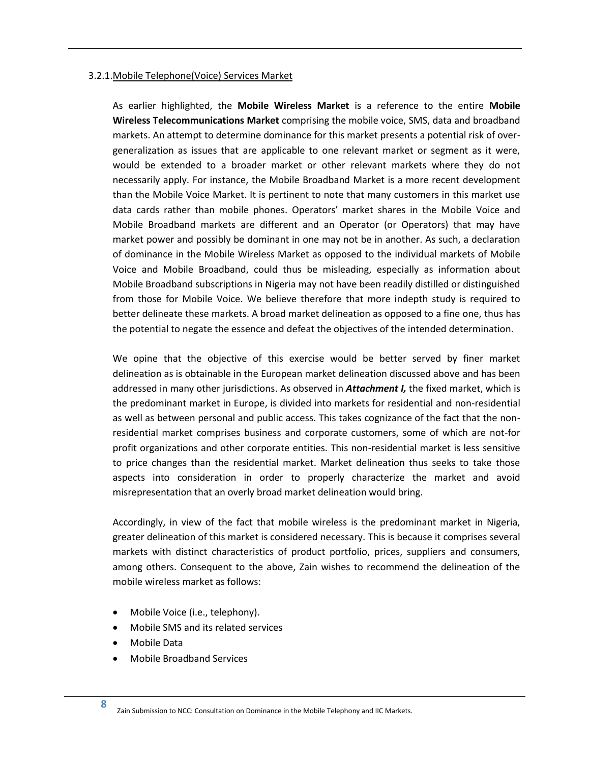### 3.2.1. Mobile Telephone(Voice) Services Market

As earlier highlighted, the **Mobile Wireless Market** is a reference to the entire **Mobile Wireless Telecommunications Market** comprising the mobile voice, SMS, data and broadband markets. An attempt to determine dominance for this market presents a potential risk of over-generalization as issues that are applicable to one relevant market or segment as it were, would be extended to a broader market or other relevant markets where they do not necessarily apply. For instance, the Mobile Broadband Market is a more recent development than the Mobile Voice Market. It is pertinent to note that many customers in this market use data cards rather than mobile phones. Operators' market shares in the Mobile Voice and Mobile Broadband markets are different and an Operator (or Operators) that may have market power and possibly be dominant in one may not be in another. As such, a declaration of dominance in the Mobile Wireless Market as opposed to the individual markets of Mobile Voice and Mobile Broadband, could thus be misleading, especially as information about Mobile Broadband subscriptions in Nigeria may not have been readily distilled or distinguished from those for Mobile Voice. We believe therefore that more indepth study is required to better delineate these markets. A broad market delineation as opposed to a fine one, thus has the potential to negate the essence and defeat the objectives of the intended determination.

We opine that the objective of this exercise would be better served by finer market delineation as is obtainable in the European market delineation discussed above and has been addressed in many other jurisdictions. As observed in ***Attachment I,*** the fixed market, which is the predominant market in Europe, is divided into markets for residential and non-residential as well as between personal and public access. This takes cognizance of the fact that the non-residential market comprises business and corporate customers, some of which are not-for profit organizations and other corporate entities. This non-residential market is less sensitive to price changes than the residential market. Market delineation thus seeks to take those aspects into consideration in order to properly characterize the market and avoid misrepresentation that an overly broad market delineation would bring.

Accordingly, in view of the fact that mobile wireless is the predominant market in Nigeria, greater delineation of this market is considered necessary. This is because it comprises several markets with distinct characteristics of product portfolio, prices, suppliers and consumers, among others. Consequent to the above, Zain wishes to recommend the delineation of the mobile wireless market as follows:

- Mobile Voice (i.e., telephony).
- Mobile SMS and its related services
- Mobile Data
- Mobile Broadband Services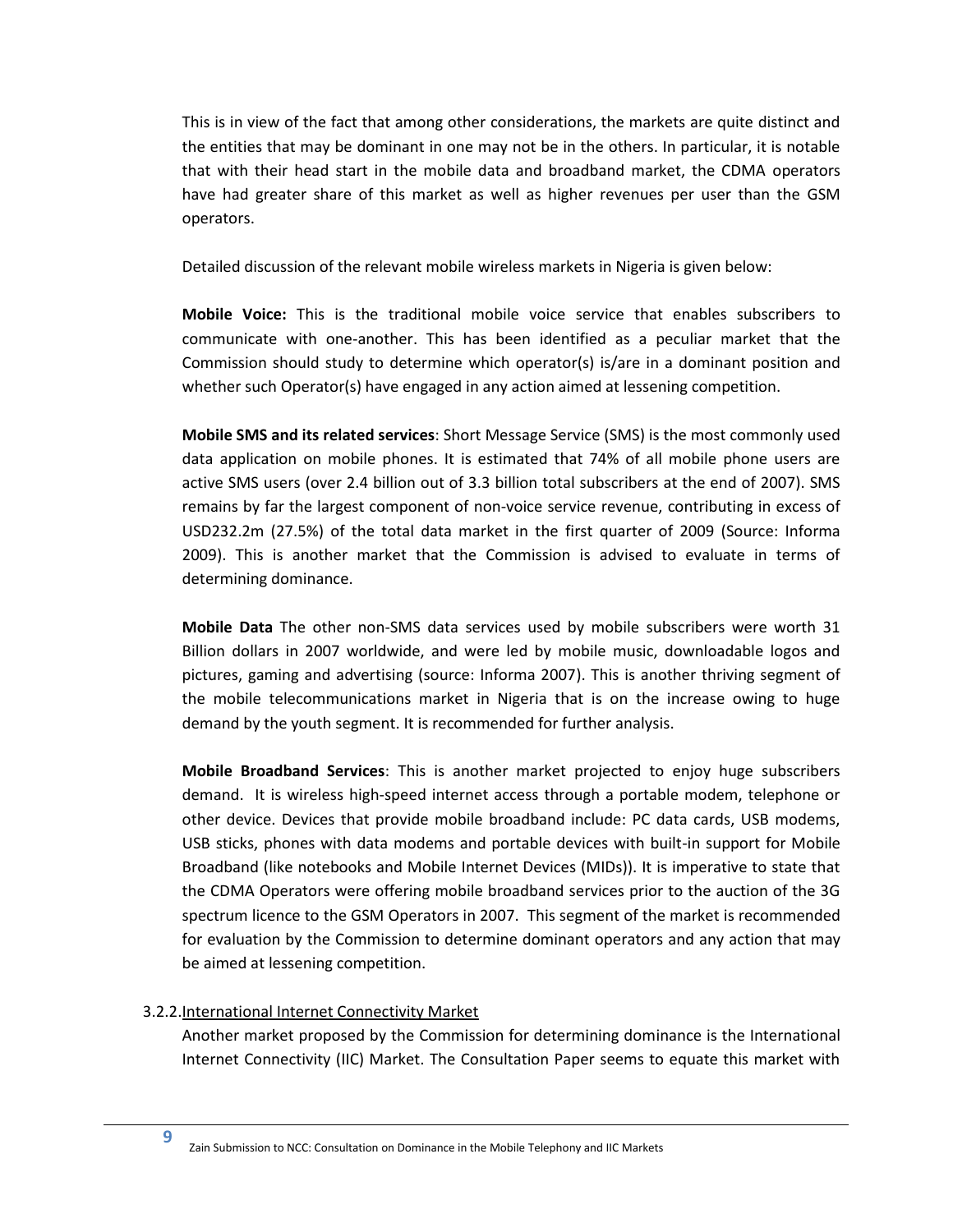This is in view of the fact that among other considerations, the markets are quite distinct and the entities that may be dominant in one may not be in the others. In particular, it is notable that with their head start in the mobile data and broadband market, the CDMA operators have had greater share of this market as well as higher revenues per user than the GSM operators.

Detailed discussion of the relevant mobile wireless markets in Nigeria is given below:

**Mobile Voice:** This is the traditional mobile voice service that enables subscribers to communicate with one-another. This has been identified as a peculiar market that the Commission should study to determine which operator(s) is/are in a dominant position and whether such Operator(s) have engaged in any action aimed at lessening competition.

**Mobile SMS and its related services**: Short Message Service (SMS) is the most commonly used data application on mobile phones. It is estimated that 74% of all mobile phone users are active SMS users (over 2.4 billion out of 3.3 billion total subscribers at the end of 2007). SMS remains by far the largest component of non-voice service revenue, contributing in excess of USD232.2m (27.5%) of the total data market in the first quarter of 2009 (Source: Informa 2009). This is another market that the Commission is advised to evaluate in terms of determining dominance.

**Mobile Data** The other non-SMS data services used by mobile subscribers were worth 31 Billion dollars in 2007 worldwide, and were led by mobile music, downloadable logos and pictures, gaming and advertising (source: Informa 2007). This is another thriving segment of the mobile telecommunications market in Nigeria that is on the increase owing to huge demand by the youth segment. It is recommended for further analysis.

**Mobile Broadband Services**: This is another market projected to enjoy huge subscribers demand. It is wireless high-speed internet access through a portable modem, telephone or other device. Devices that provide mobile broadband include: PC data cards, USB modems, USB sticks, phones with data modems and portable devices with built-in support for Mobile Broadband (like notebooks and Mobile Internet Devices (MIDs)). It is imperative to state that the CDMA Operators were offering mobile broadband services prior to the auction of the 3G spectrum licence to the GSM Operators in 2007. This segment of the market is recommended for evaluation by the Commission to determine dominant operators and any action that may be aimed at lessening competition.

### 3.2.2. International Internet Connectivity Market

Another market proposed by the Commission for determining dominance is the International Internet Connectivity (IIC) Market. The Consultation Paper seems to equate this market with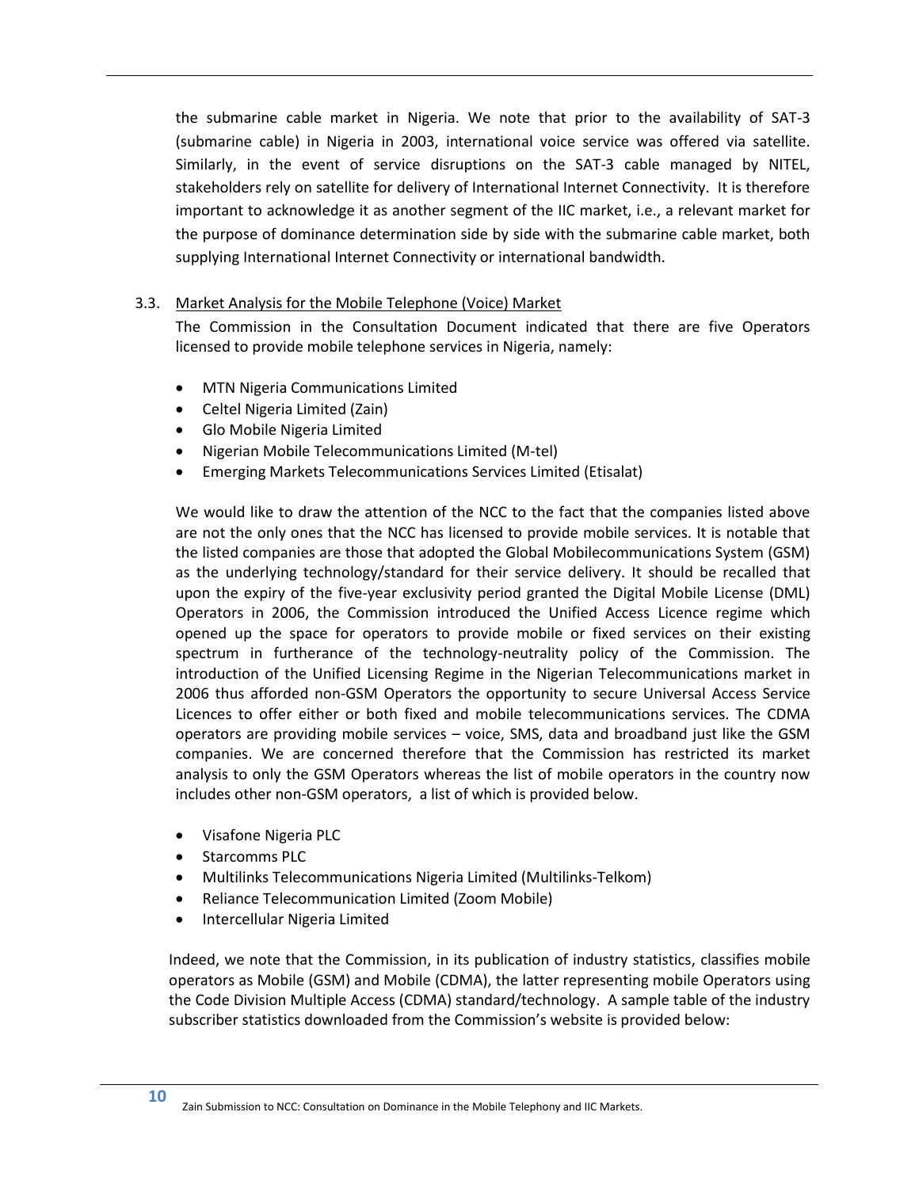the submarine cable market in Nigeria. We note that prior to the availability of SAT-3 (submarine cable) in Nigeria in 2003, international voice service was offered via satellite. Similarly, in the event of service disruptions on the SAT-3 cable managed by NITEL, stakeholders rely on satellite for delivery of International Internet Connectivity. It is therefore important to acknowledge it as another segment of the IIC market, i.e., a relevant market for the purpose of dominance determination side by side with the submarine cable market, both supplying International Internet Connectivity or international bandwidth.

3.3. Market Analysis for the Mobile Telephone (Voice) Market

The Commission in the Consultation Document indicated that there are five Operators licensed to provide mobile telephone services in Nigeria, namely:

- MTN Nigeria Communications Limited
- Celtel Nigeria Limited (Zain)
- Glo Mobile Nigeria Limited
- Nigerian Mobile Telecommunications Limited (M-tel)
- Emerging Markets Telecommunications Services Limited (Etisalat)

We would like to draw the attention of the NCC to the fact that the companies listed above are not the only ones that the NCC has licensed to provide mobile services. It is notable that the listed companies are those that adopted the Global Mobilecommunications System (GSM) as the underlying technology/standard for their service delivery. It should be recalled that upon the expiry of the five-year exclusivity period granted the Digital Mobile License (DML) Operators in 2006, the Commission introduced the Unified Access Licence regime which opened up the space for operators to provide mobile or fixed services on their existing spectrum in furtherance of the technology-neutrality policy of the Commission. The introduction of the Unified Licensing Regime in the Nigerian Telecommunications market in 2006 thus afforded non-GSM Operators the opportunity to secure Universal Access Service Licences to offer either or both fixed and mobile telecommunications services. The CDMA operators are providing mobile services – voice, SMS, data and broadband just like the GSM companies. We are concerned therefore that the Commission has restricted its market analysis to only the GSM Operators whereas the list of mobile operators in the country now includes other non-GSM operators, a list of which is provided below.

- Visafone Nigeria PLC
- Starcomms PLC
- Multilinks Telecommunications Nigeria Limited (Multilinks-Telkom)
- Reliance Telecommunication Limited (Zoom Mobile)
- Intercellular Nigeria Limited

Indeed, we note that the Commission, in its publication of industry statistics, classifies mobile operators as Mobile (GSM) and Mobile (CDMA), the latter representing mobile Operators using the Code Division Multiple Access (CDMA) standard/technology. A sample table of the industry subscriber statistics downloaded from the Commission's website is provided below: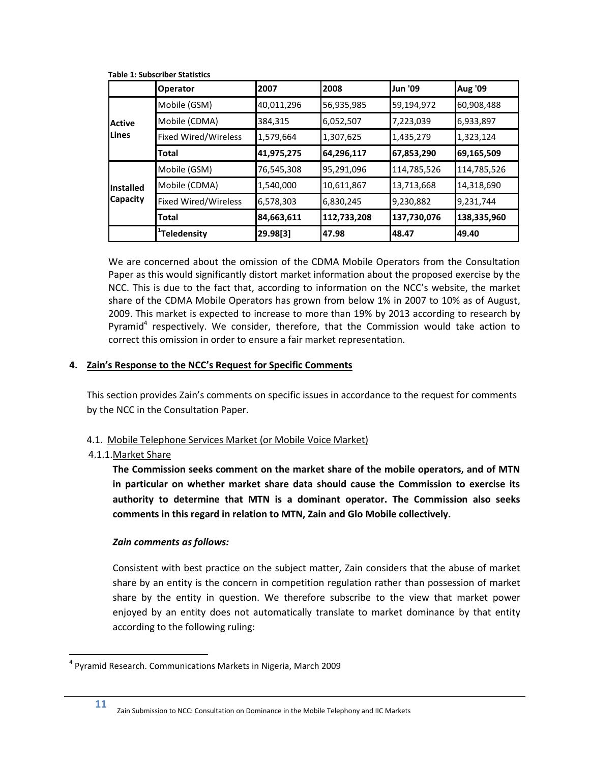**Table 1: Subscriber Statistics**

| | Operator | 2007 | 2008 | Jun '09 | Aug '09 |
|---|---|---|---|---|---|
| Active Lines | Mobile (GSM) | 40,011,296 | 56,935,985 | 59,194,972 | 60,908,488 |
| | Mobile (CDMA) | 384,315 | 6,052,507 | 7,223,039 | 6,933,897 |
| | Fixed Wired/Wireless | 1,579,664 | 1,307,625 | 1,435,279 | 1,323,124 |
| | **Total** | **41,975,275** | **64,296,117** | **67,853,290** | **69,165,509** |
| Installed Capacity | Mobile (GSM) | 76,545,308 | 95,291,096 | 114,785,526 | 114,785,526 |
| | Mobile (CDMA) | 1,540,000 | 10,611,867 | 13,713,668 | 14,318,690 |
| | Fixed Wired/Wireless | 6,578,303 | 6,830,245 | 9,230,882 | 9,231,744 |
| | **Total** | **84,663,611** | **112,733,208** | **137,730,076** | **138,335,960** |
| | **[1]Teledensity** | **29.98[3]** | **47.98** | **48.47** | **49.40** |

We are concerned about the omission of the CDMA Mobile Operators from the Consultation Paper as this would significantly distort market information about the proposed exercise by the NCC. This is due to the fact that, according to information on the NCC's website, the market share of the CDMA Mobile Operators has grown from below 1% in 2007 to 10% as of August, 2009. This market is expected to increase to more than 19% by 2013 according to research by Pyramid[4] respectively. We consider, therefore, that the Commission would take action to correct this omission in order to ensure a fair market representation.

## 4. Zain's Response to the NCC's Request for Specific Comments

This section provides Zain's comments on specific issues in accordance to the request for comments by the NCC in the Consultation Paper.

### 4.1. Mobile Telephone Services Market (or Mobile Voice Market)

#### 4.1.1. Market Share

**The Commission seeks comment on the market share of the mobile operators, and of MTN in particular on whether market share data should cause the Commission to exercise its authority to determine that MTN is a dominant operator. The Commission also seeks comments in this regard in relation to MTN, Zain and Glo Mobile collectively.**

***Zain comments as follows:***

Consistent with best practice on the subject matter, Zain considers that the abuse of market share by an entity is the concern in competition regulation rather than possession of market share by the entity in question. We therefore subscribe to the view that market power enjoyed by an entity does not automatically translate to market dominance by that entity according to the following ruling:

[4] Pyramid Research. Communications Markets in Nigeria, March 2009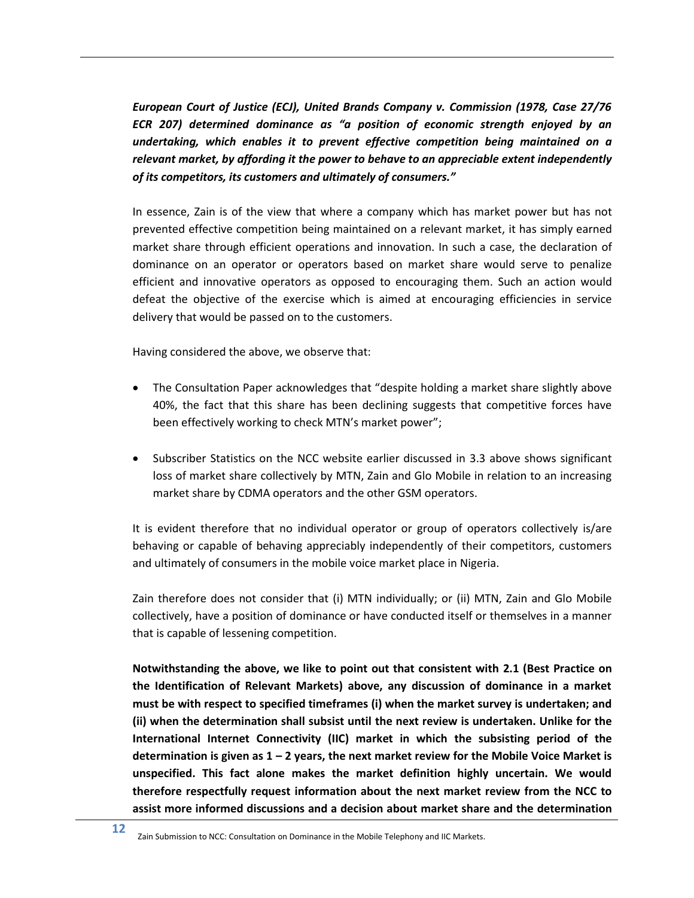***European Court of Justice (ECJ), United Brands Company v. Commission (1978, Case 27/76 ECR 207) determined dominance as "a position of economic strength enjoyed by an undertaking, which enables it to prevent effective competition being maintained on a relevant market, by affording it the power to behave to an appreciable extent independently of its competitors, its customers and ultimately of consumers."***

In essence, Zain is of the view that where a company which has market power but has not prevented effective competition being maintained on a relevant market, it has simply earned market share through efficient operations and innovation. In such a case, the declaration of dominance on an operator or operators based on market share would serve to penalize efficient and innovative operators as opposed to encouraging them. Such an action would defeat the objective of the exercise which is aimed at encouraging efficiencies in service delivery that would be passed on to the customers.

Having considered the above, we observe that:

- The Consultation Paper acknowledges that "despite holding a market share slightly above 40%, the fact that this share has been declining suggests that competitive forces have been effectively working to check MTN's market power";
- Subscriber Statistics on the NCC website earlier discussed in 3.3 above shows significant loss of market share collectively by MTN, Zain and Glo Mobile in relation to an increasing market share by CDMA operators and the other GSM operators.

It is evident therefore that no individual operator or group of operators collectively is/are behaving or capable of behaving appreciably independently of their competitors, customers and ultimately of consumers in the mobile voice market place in Nigeria.

Zain therefore does not consider that (i) MTN individually; or (ii) MTN, Zain and Glo Mobile collectively, have a position of dominance or have conducted itself or themselves in a manner that is capable of lessening competition.

**Notwithstanding the above, we like to point out that consistent with 2.1 (Best Practice on the Identification of Relevant Markets) above, any discussion of dominance in a market must be with respect to specified timeframes (i) when the market survey is undertaken; and (ii) when the determination shall subsist until the next review is undertaken. Unlike for the International Internet Connectivity (IIC) market in which the subsisting period of the determination is given as 1 – 2 years, the next market review for the Mobile Voice Market is unspecified. This fact alone makes the market definition highly uncertain. We would therefore respectfully request information about the next market review from the NCC to assist more informed discussions and a decision about market share and the determination**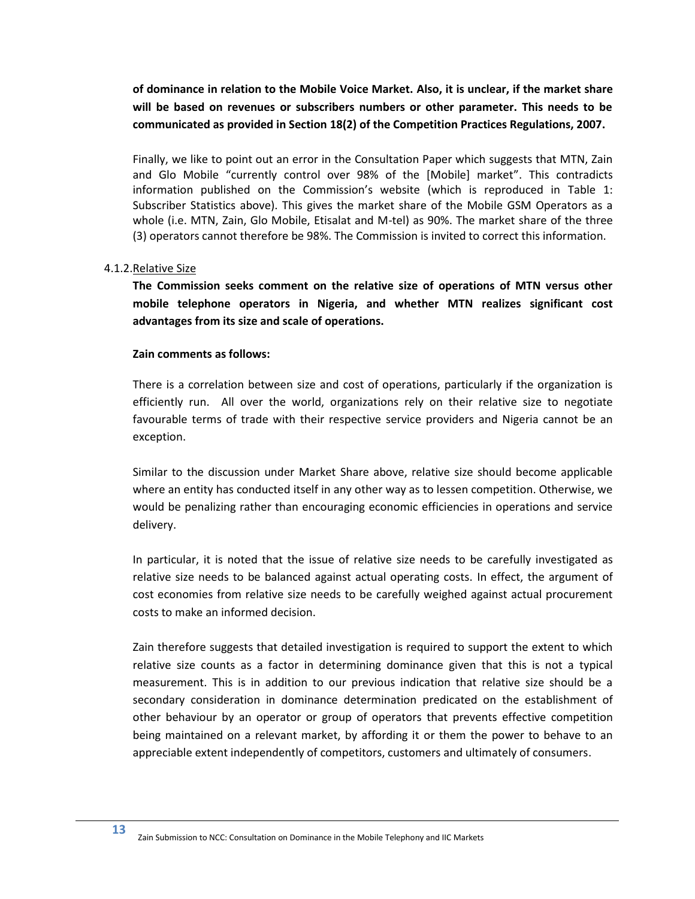**of dominance in relation to the Mobile Voice Market. Also, it is unclear, if the market share will be based on revenues or subscribers numbers or other parameter. This needs to be communicated as provided in Section 18(2) of the Competition Practices Regulations, 2007.**

Finally, we like to point out an error in the Consultation Paper which suggests that MTN, Zain and Glo Mobile "currently control over 98% of the [Mobile] market". This contradicts information published on the Commission's website (which is reproduced in Table 1: Subscriber Statistics above). This gives the market share of the Mobile GSM Operators as a whole (i.e. MTN, Zain, Glo Mobile, Etisalat and M-tel) as 90%. The market share of the three (3) operators cannot therefore be 98%. The Commission is invited to correct this information.

4.1.2. Relative Size

**The Commission seeks comment on the relative size of operations of MTN versus other mobile telephone operators in Nigeria, and whether MTN realizes significant cost advantages from its size and scale of operations.**

**Zain comments as follows:**

There is a correlation between size and cost of operations, particularly if the organization is efficiently run. All over the world, organizations rely on their relative size to negotiate favourable terms of trade with their respective service providers and Nigeria cannot be an exception.

Similar to the discussion under Market Share above, relative size should become applicable where an entity has conducted itself in any other way as to lessen competition. Otherwise, we would be penalizing rather than encouraging economic efficiencies in operations and service delivery.

In particular, it is noted that the issue of relative size needs to be carefully investigated as relative size needs to be balanced against actual operating costs. In effect, the argument of cost economies from relative size needs to be carefully weighed against actual procurement costs to make an informed decision.

Zain therefore suggests that detailed investigation is required to support the extent to which relative size counts as a factor in determining dominance given that this is not a typical measurement. This is in addition to our previous indication that relative size should be a secondary consideration in dominance determination predicated on the establishment of other behaviour by an operator or group of operators that prevents effective competition being maintained on a relevant market, by affording it or them the power to behave to an appreciable extent independently of competitors, customers and ultimately of consumers.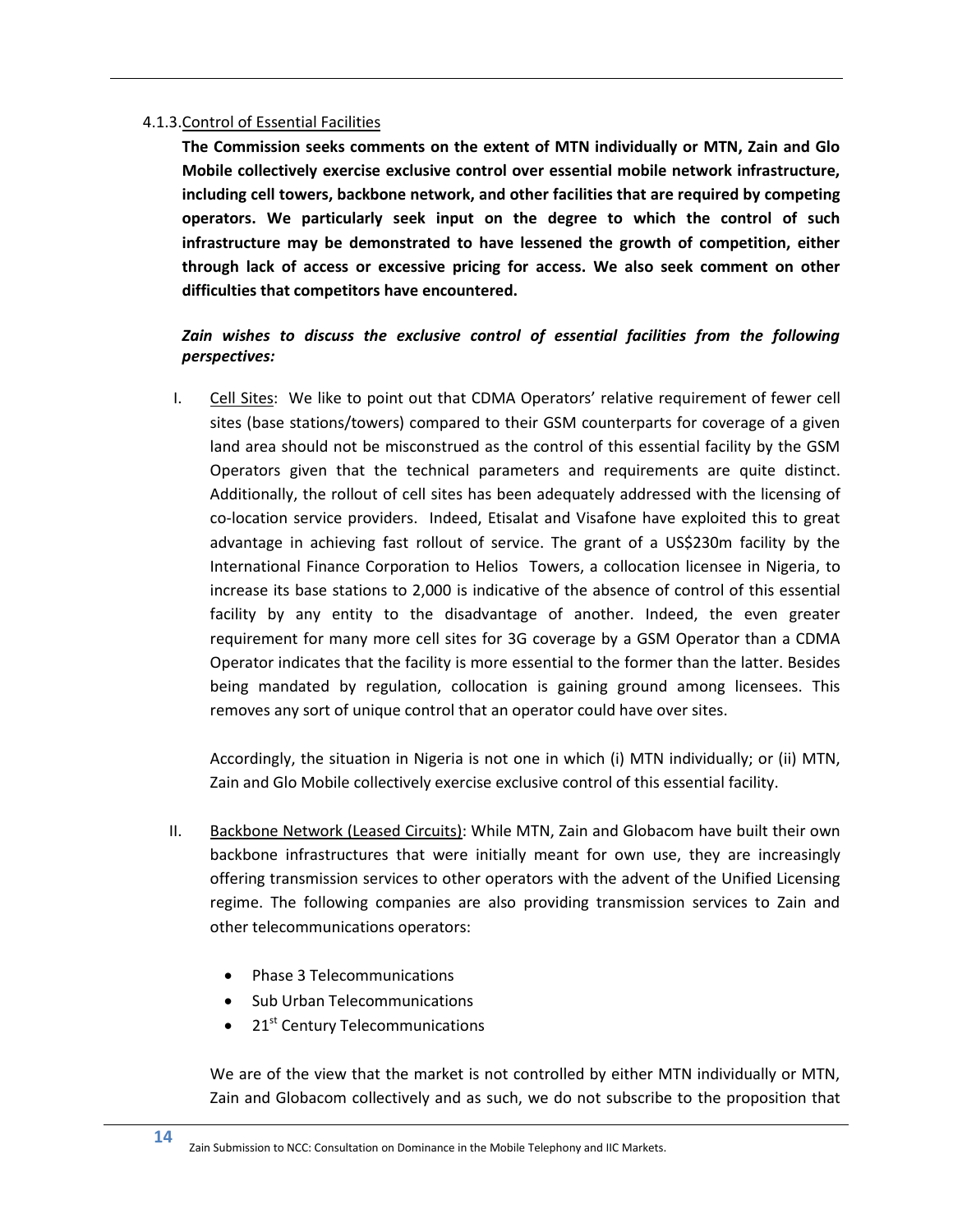#### 4.1.3. Control of Essential Facilities

**The Commission seeks comments on the extent of MTN individually or MTN, Zain and Glo Mobile collectively exercise exclusive control over essential mobile network infrastructure, including cell towers, backbone network, and other facilities that are required by competing operators. We particularly seek input on the degree to which the control of such infrastructure may be demonstrated to have lessened the growth of competition, either through lack of access or excessive pricing for access. We also seek comment on other difficulties that competitors have encountered.**

***Zain wishes to discuss the exclusive control of essential facilities from the following perspectives:***

I. Cell Sites: We like to point out that CDMA Operators' relative requirement of fewer cell sites (base stations/towers) compared to their GSM counterparts for coverage of a given land area should not be misconstrued as the control of this essential facility by the GSM Operators given that the technical parameters and requirements are quite distinct. Additionally, the rollout of cell sites has been adequately addressed with the licensing of co-location service providers. Indeed, Etisalat and Visafone have exploited this to great advantage in achieving fast rollout of service. The grant of a US$230m facility by the International Finance Corporation to Helios Towers, a collocation licensee in Nigeria, to increase its base stations to 2,000 is indicative of the absence of control of this essential facility by any entity to the disadvantage of another. Indeed, the even greater requirement for many more cell sites for 3G coverage by a GSM Operator than a CDMA Operator indicates that the facility is more essential to the former than the latter. Besides being mandated by regulation, collocation is gaining ground among licensees. This removes any sort of unique control that an operator could have over sites.

   Accordingly, the situation in Nigeria is not one in which (i) MTN individually; or (ii) MTN, Zain and Glo Mobile collectively exercise exclusive control of this essential facility.

II. Backbone Network (Leased Circuits): While MTN, Zain and Globacom have built their own backbone infrastructures that were initially meant for own use, they are increasingly offering transmission services to other operators with the advent of the Unified Licensing regime. The following companies are also providing transmission services to Zain and other telecommunications operators:

   - Phase 3 Telecommunications
   - Sub Urban Telecommunications
   - 21st Century Telecommunications

   We are of the view that the market is not controlled by either MTN individually or MTN, Zain and Globacom collectively and as such, we do not subscribe to the proposition that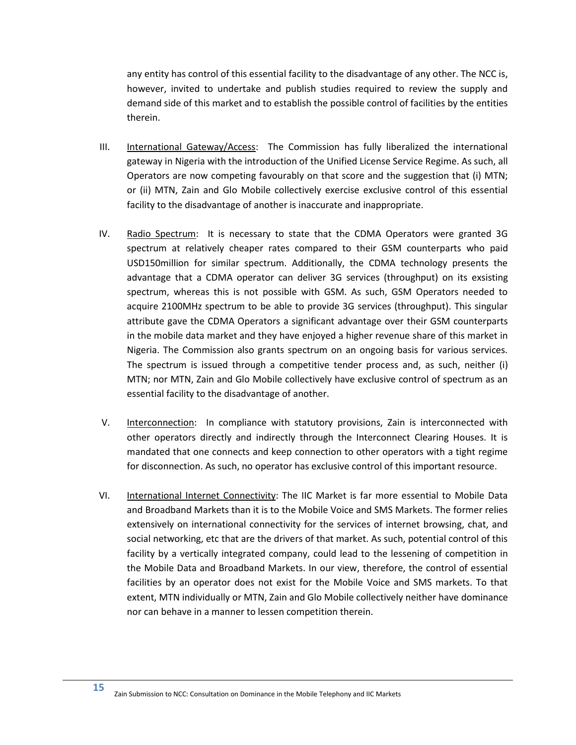any entity has control of this essential facility to the disadvantage of any other. The NCC is, however, invited to undertake and publish studies required to review the supply and demand side of this market and to establish the possible control of facilities by the entities therein.

III. <u>International Gateway/Access</u>: The Commission has fully liberalized the international gateway in Nigeria with the introduction of the Unified License Service Regime. As such, all Operators are now competing favourably on that score and the suggestion that (i) MTN; or (ii) MTN, Zain and Glo Mobile collectively exercise exclusive control of this essential facility to the disadvantage of another is inaccurate and inappropriate.

IV. <u>Radio Spectrum</u>: It is necessary to state that the CDMA Operators were granted 3G spectrum at relatively cheaper rates compared to their GSM counterparts who paid USD150million for similar spectrum. Additionally, the CDMA technology presents the advantage that a CDMA operator can deliver 3G services (throughput) on its exsisting spectrum, whereas this is not possible with GSM. As such, GSM Operators needed to acquire 2100MHz spectrum to be able to provide 3G services (throughput). This singular attribute gave the CDMA Operators a significant advantage over their GSM counterparts in the mobile data market and they have enjoyed a higher revenue share of this market in Nigeria. The Commission also grants spectrum on an ongoing basis for various services. The spectrum is issued through a competitive tender process and, as such, neither (i) MTN; nor MTN, Zain and Glo Mobile collectively have exclusive control of spectrum as an essential facility to the disadvantage of another.

V. <u>Interconnection</u>: In compliance with statutory provisions, Zain is interconnected with other operators directly and indirectly through the Interconnect Clearing Houses. It is mandated that one connects and keep connection to other operators with a tight regime for disconnection. As such, no operator has exclusive control of this important resource.

VI. <u>International Internet Connectivity</u>: The IIC Market is far more essential to Mobile Data and Broadband Markets than it is to the Mobile Voice and SMS Markets. The former relies extensively on international connectivity for the services of internet browsing, chat, and social networking, etc that are the drivers of that market. As such, potential control of this facility by a vertically integrated company, could lead to the lessening of competition in the Mobile Data and Broadband Markets. In our view, therefore, the control of essential facilities by an operator does not exist for the Mobile Voice and SMS markets. To that extent, MTN individually or MTN, Zain and Glo Mobile collectively neither have dominance nor can behave in a manner to lessen competition therein.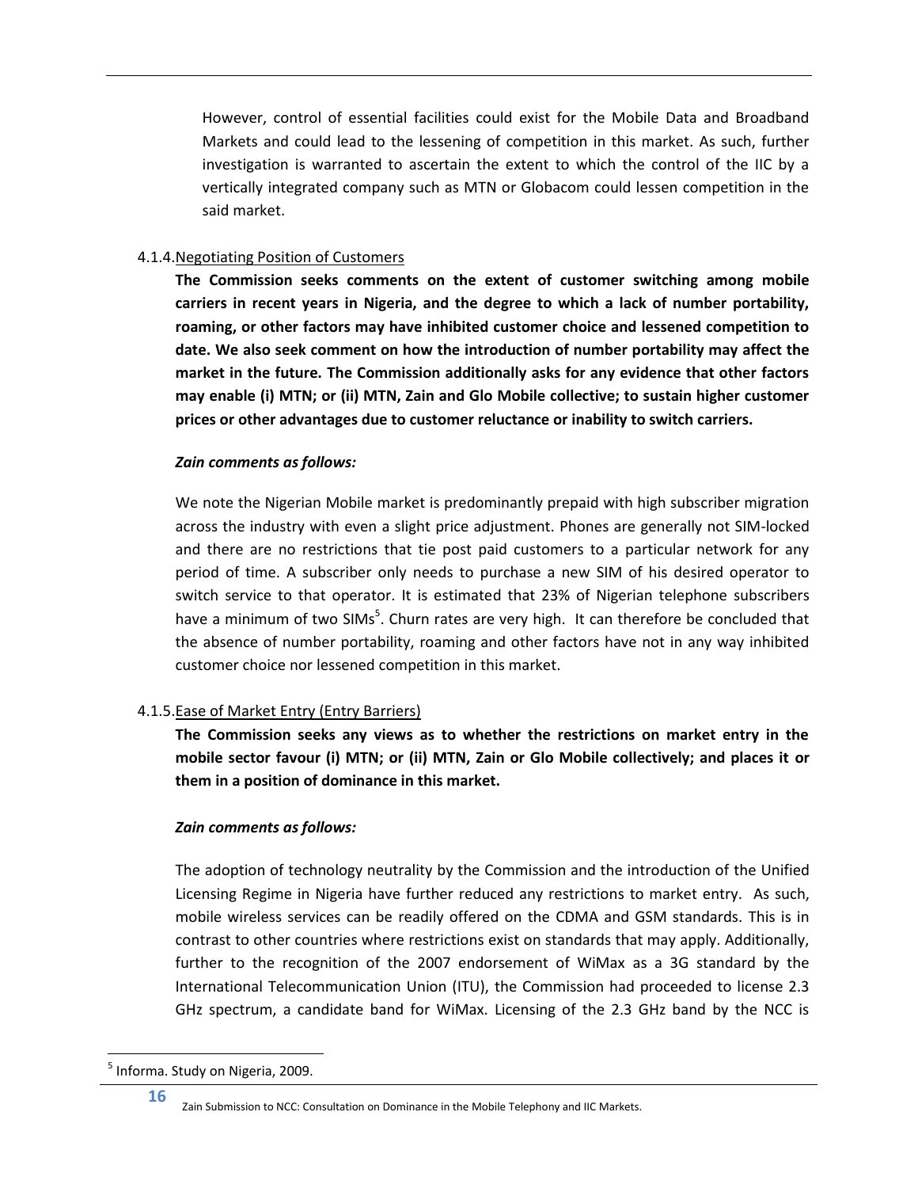However, control of essential facilities could exist for the Mobile Data and Broadband Markets and could lead to the lessening of competition in this market. As such, further investigation is warranted to ascertain the extent to which the control of the IIC by a vertically integrated company such as MTN or Globacom could lessen competition in the said market.

#### 4.1.4. Negotiating Position of Customers

**The Commission seeks comments on the extent of customer switching among mobile carriers in recent years in Nigeria, and the degree to which a lack of number portability, roaming, or other factors may have inhibited customer choice and lessened competition to date. We also seek comment on how the introduction of number portability may affect the market in the future. The Commission additionally asks for any evidence that other factors may enable (i) MTN; or (ii) MTN, Zain and Glo Mobile collective; to sustain higher customer prices or other advantages due to customer reluctance or inability to switch carriers.**

***Zain comments as follows:***

We note the Nigerian Mobile market is predominantly prepaid with high subscriber migration across the industry with even a slight price adjustment. Phones are generally not SIM-locked and there are no restrictions that tie post paid customers to a particular network for any period of time. A subscriber only needs to purchase a new SIM of his desired operator to switch service to that operator. It is estimated that 23% of Nigerian telephone subscribers have a minimum of two SIMs[5]. Churn rates are very high. It can therefore be concluded that the absence of number portability, roaming and other factors have not in any way inhibited customer choice nor lessened competition in this market.

#### 4.1.5. Ease of Market Entry (Entry Barriers)

**The Commission seeks any views as to whether the restrictions on market entry in the mobile sector favour (i) MTN; or (ii) MTN, Zain or Glo Mobile collectively; and places it or them in a position of dominance in this market.**

***Zain comments as follows:***

The adoption of technology neutrality by the Commission and the introduction of the Unified Licensing Regime in Nigeria have further reduced any restrictions to market entry. As such, mobile wireless services can be readily offered on the CDMA and GSM standards. This is in contrast to other countries where restrictions exist on standards that may apply. Additionally, further to the recognition of the 2007 endorsement of WiMax as a 3G standard by the International Telecommunication Union (ITU), the Commission had proceeded to license 2.3 GHz spectrum, a candidate band for WiMax. Licensing of the 2.3 GHz band by the NCC is

[5] Informa. Study on Nigeria, 2009.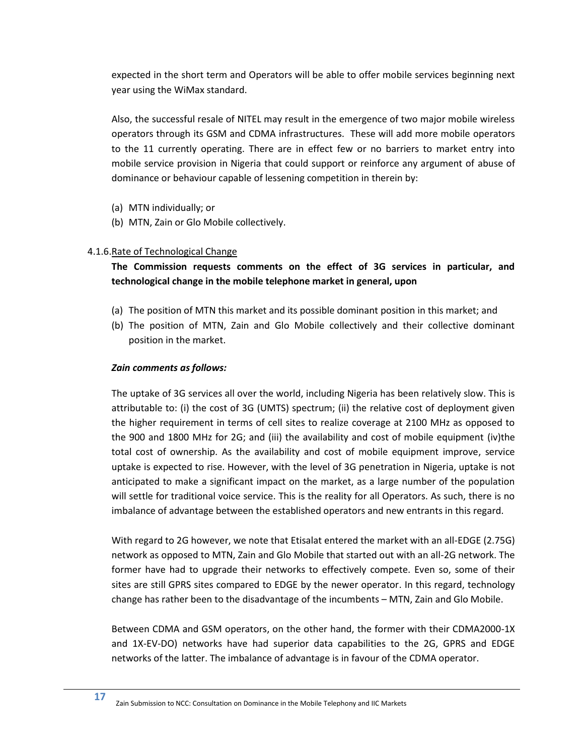expected in the short term and Operators will be able to offer mobile services beginning next year using the WiMax standard.

Also, the successful resale of NITEL may result in the emergence of two major mobile wireless operators through its GSM and CDMA infrastructures. These will add more mobile operators to the 11 currently operating. There are in effect few or no barriers to market entry into mobile service provision in Nigeria that could support or reinforce any argument of abuse of dominance or behaviour capable of lessening competition in therein by:

(a) MTN individually; or
(b) MTN, Zain or Glo Mobile collectively.

4.1.6. Rate of Technological Change

**The Commission requests comments on the effect of 3G services in particular, and technological change in the mobile telephone market in general, upon**

(a) The position of MTN this market and its possible dominant position in this market; and
(b) The position of MTN, Zain and Glo Mobile collectively and their collective dominant position in the market.

***Zain comments as follows:***

The uptake of 3G services all over the world, including Nigeria has been relatively slow. This is attributable to: (i) the cost of 3G (UMTS) spectrum; (ii) the relative cost of deployment given the higher requirement in terms of cell sites to realize coverage at 2100 MHz as opposed to the 900 and 1800 MHz for 2G; and (iii) the availability and cost of mobile equipment (iv)the total cost of ownership. As the availability and cost of mobile equipment improve, service uptake is expected to rise. However, with the level of 3G penetration in Nigeria, uptake is not anticipated to make a significant impact on the market, as a large number of the population will settle for traditional voice service. This is the reality for all Operators. As such, there is no imbalance of advantage between the established operators and new entrants in this regard.

With regard to 2G however, we note that Etisalat entered the market with an all-EDGE (2.75G) network as opposed to MTN, Zain and Glo Mobile that started out with an all-2G network. The former have had to upgrade their networks to effectively compete. Even so, some of their sites are still GPRS sites compared to EDGE by the newer operator. In this regard, technology change has rather been to the disadvantage of the incumbents – MTN, Zain and Glo Mobile.

Between CDMA and GSM operators, on the other hand, the former with their CDMA2000-1X and 1X-EV-DO) networks have had superior data capabilities to the 2G, GPRS and EDGE networks of the latter. The imbalance of advantage is in favour of the CDMA operator.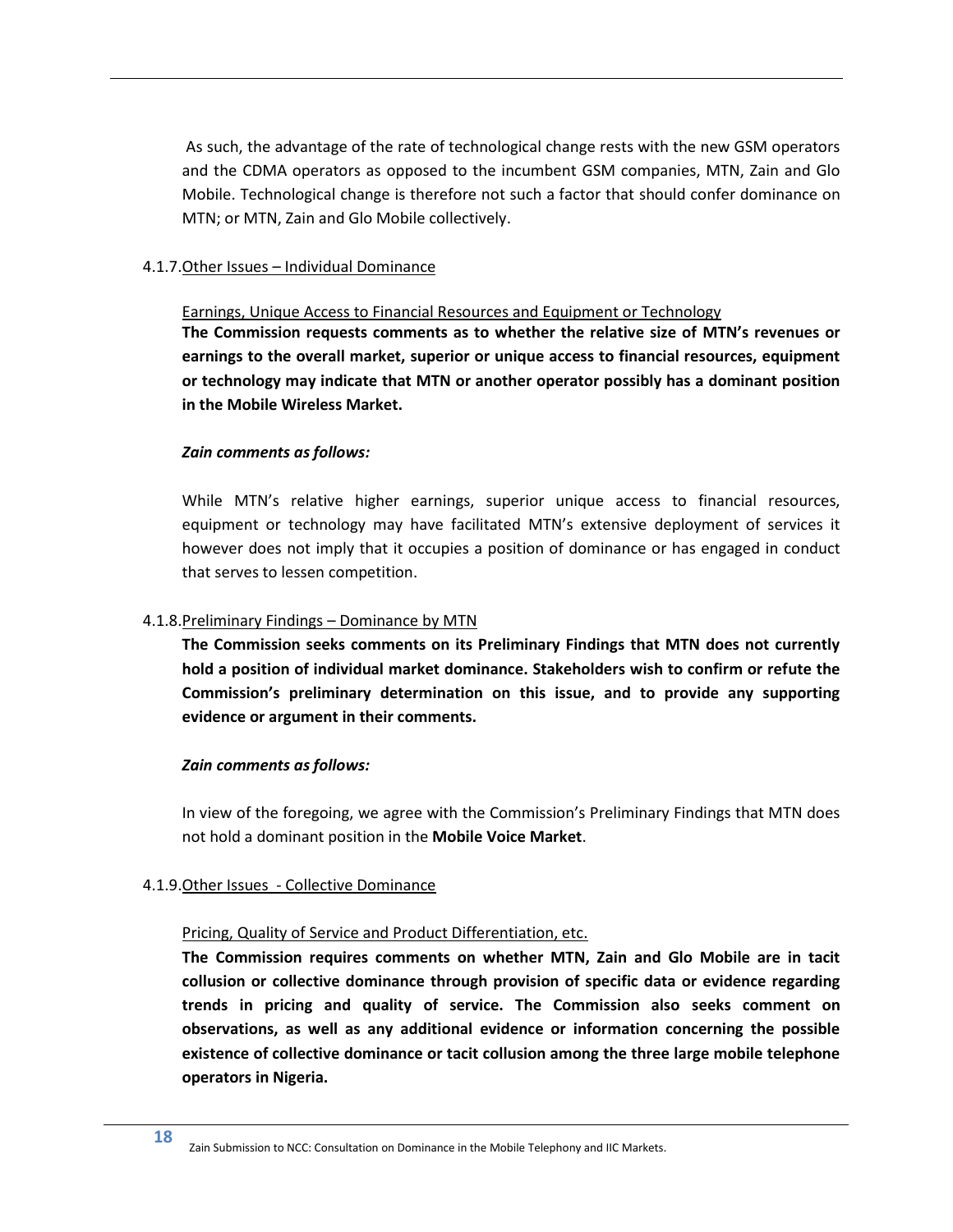As such, the advantage of the rate of technological change rests with the new GSM operators and the CDMA operators as opposed to the incumbent GSM companies, MTN, Zain and Glo Mobile. Technological change is therefore not such a factor that should confer dominance on MTN; or MTN, Zain and Glo Mobile collectively.

#### 4.1.7. Other Issues – Individual Dominance

Earnings, Unique Access to Financial Resources and Equipment or Technology

**The Commission requests comments as to whether the relative size of MTN's revenues or earnings to the overall market, superior or unique access to financial resources, equipment or technology may indicate that MTN or another operator possibly has a dominant position in the Mobile Wireless Market.**

***Zain comments as follows:***

While MTN's relative higher earnings, superior unique access to financial resources, equipment or technology may have facilitated MTN's extensive deployment of services it however does not imply that it occupies a position of dominance or has engaged in conduct that serves to lessen competition.

#### 4.1.8. Preliminary Findings – Dominance by MTN

**The Commission seeks comments on its Preliminary Findings that MTN does not currently hold a position of individual market dominance. Stakeholders wish to confirm or refute the Commission's preliminary determination on this issue, and to provide any supporting evidence or argument in their comments.**

***Zain comments as follows:***

In view of the foregoing, we agree with the Commission's Preliminary Findings that MTN does not hold a dominant position in the **Mobile Voice Market**.

#### 4.1.9. Other Issues - Collective Dominance

Pricing, Quality of Service and Product Differentiation, etc.

**The Commission requires comments on whether MTN, Zain and Glo Mobile are in tacit collusion or collective dominance through provision of specific data or evidence regarding trends in pricing and quality of service. The Commission also seeks comment on observations, as well as any additional evidence or information concerning the possible existence of collective dominance or tacit collusion among the three large mobile telephone operators in Nigeria.**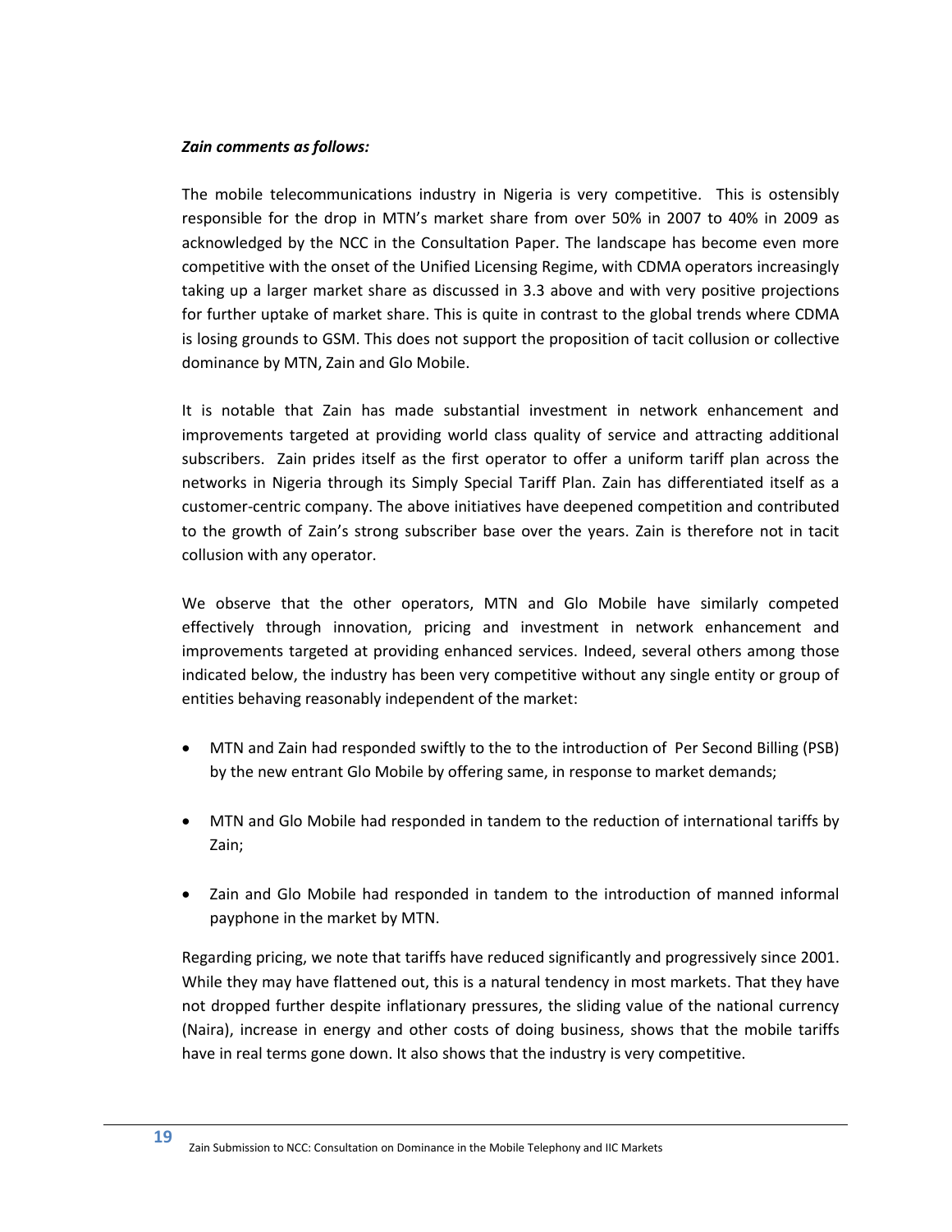***Zain comments as follows:***

The mobile telecommunications industry in Nigeria is very competitive. This is ostensibly responsible for the drop in MTN's market share from over 50% in 2007 to 40% in 2009 as acknowledged by the NCC in the Consultation Paper. The landscape has become even more competitive with the onset of the Unified Licensing Regime, with CDMA operators increasingly taking up a larger market share as discussed in 3.3 above and with very positive projections for further uptake of market share. This is quite in contrast to the global trends where CDMA is losing grounds to GSM. This does not support the proposition of tacit collusion or collective dominance by MTN, Zain and Glo Mobile.

It is notable that Zain has made substantial investment in network enhancement and improvements targeted at providing world class quality of service and attracting additional subscribers. Zain prides itself as the first operator to offer a uniform tariff plan across the networks in Nigeria through its Simply Special Tariff Plan. Zain has differentiated itself as a customer-centric company. The above initiatives have deepened competition and contributed to the growth of Zain's strong subscriber base over the years. Zain is therefore not in tacit collusion with any operator.

We observe that the other operators, MTN and Glo Mobile have similarly competed effectively through innovation, pricing and investment in network enhancement and improvements targeted at providing enhanced services. Indeed, several others among those indicated below, the industry has been very competitive without any single entity or group of entities behaving reasonably independent of the market:

- MTN and Zain had responded swiftly to the to the introduction of Per Second Billing (PSB) by the new entrant Glo Mobile by offering same, in response to market demands;
- MTN and Glo Mobile had responded in tandem to the reduction of international tariffs by Zain;
- Zain and Glo Mobile had responded in tandem to the introduction of manned informal payphone in the market by MTN.

Regarding pricing, we note that tariffs have reduced significantly and progressively since 2001. While they may have flattened out, this is a natural tendency in most markets. That they have not dropped further despite inflationary pressures, the sliding value of the national currency (Naira), increase in energy and other costs of doing business, shows that the mobile tariffs have in real terms gone down. It also shows that the industry is very competitive.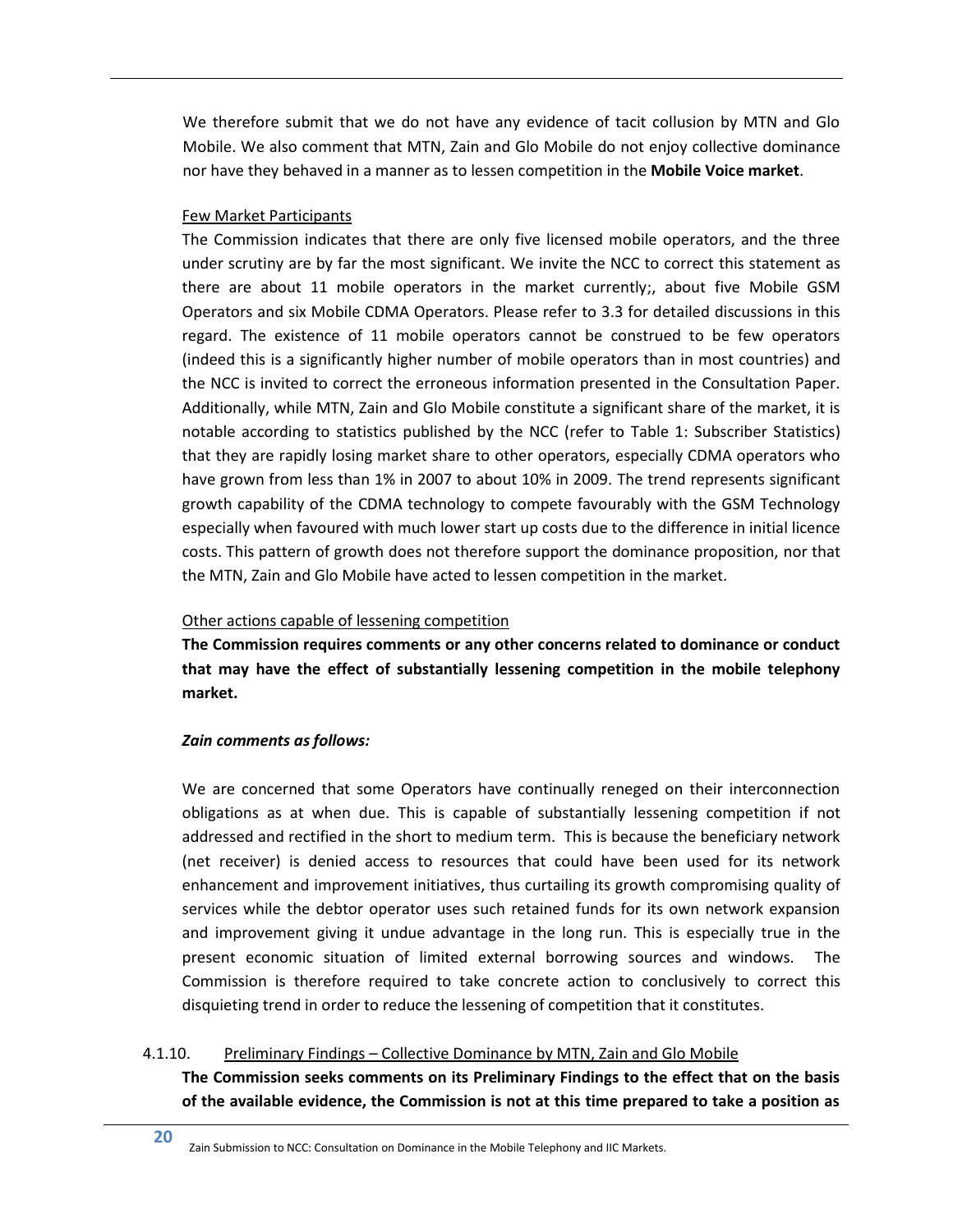We therefore submit that we do not have any evidence of tacit collusion by MTN and Glo Mobile. We also comment that MTN, Zain and Glo Mobile do not enjoy collective dominance nor have they behaved in a manner as to lessen competition in the **Mobile Voice market**.

<u>Few Market Participants</u>

The Commission indicates that there are only five licensed mobile operators, and the three under scrutiny are by far the most significant. We invite the NCC to correct this statement as there are about 11 mobile operators in the market currently;, about five Mobile GSM Operators and six Mobile CDMA Operators. Please refer to 3.3 for detailed discussions in this regard. The existence of 11 mobile operators cannot be construed to be few operators (indeed this is a significantly higher number of mobile operators than in most countries) and the NCC is invited to correct the erroneous information presented in the Consultation Paper. Additionally, while MTN, Zain and Glo Mobile constitute a significant share of the market, it is notable according to statistics published by the NCC (refer to Table 1: Subscriber Statistics) that they are rapidly losing market share to other operators, especially CDMA operators who have grown from less than 1% in 2007 to about 10% in 2009. The trend represents significant growth capability of the CDMA technology to compete favourably with the GSM Technology especially when favoured with much lower start up costs due to the difference in initial licence costs. This pattern of growth does not therefore support the dominance proposition, nor that the MTN, Zain and Glo Mobile have acted to lessen competition in the market.

<u>Other actions capable of lessening competition</u>

**The Commission requires comments or any other concerns related to dominance or conduct that may have the effect of substantially lessening competition in the mobile telephony market.**

***Zain comments as follows:***

We are concerned that some Operators have continually reneged on their interconnection obligations as at when due. This is capable of substantially lessening competition if not addressed and rectified in the short to medium term. This is because the beneficiary network (net receiver) is denied access to resources that could have been used for its network enhancement and improvement initiatives, thus curtailing its growth compromising quality of services while the debtor operator uses such retained funds for its own network expansion and improvement giving it undue advantage in the long run. This is especially true in the present economic situation of limited external borrowing sources and windows. The Commission is therefore required to take concrete action to conclusively to correct this disquieting trend in order to reduce the lessening of competition that it constitutes.

4.1.10. <u>Preliminary Findings – Collective Dominance by MTN, Zain and Glo Mobile</u>

**The Commission seeks comments on its Preliminary Findings to the effect that on the basis of the available evidence, the Commission is not at this time prepared to take a position as**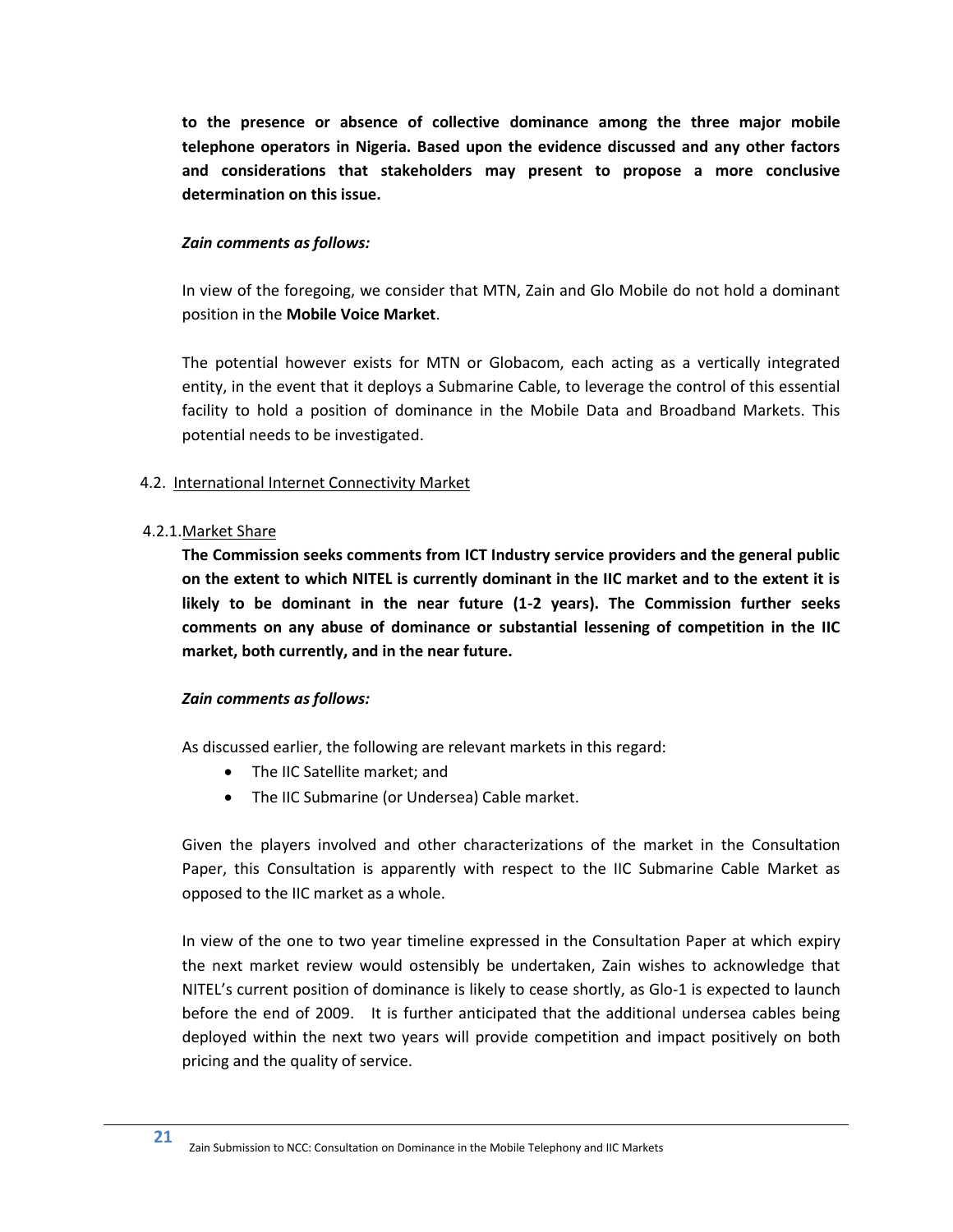**to the presence or absence of collective dominance among the three major mobile telephone operators in Nigeria. Based upon the evidence discussed and any other factors and considerations that stakeholders may present to propose a more conclusive determination on this issue.**

***Zain comments as follows:***

In view of the foregoing, we consider that MTN, Zain and Glo Mobile do not hold a dominant position in the **Mobile Voice Market**.

The potential however exists for MTN or Globacom, each acting as a vertically integrated entity, in the event that it deploys a Submarine Cable, to leverage the control of this essential facility to hold a position of dominance in the Mobile Data and Broadband Markets. This potential needs to be investigated.

## 4.2. International Internet Connectivity Market

### 4.2.1. Market Share

**The Commission seeks comments from ICT Industry service providers and the general public on the extent to which NITEL is currently dominant in the IIC market and to the extent it is likely to be dominant in the near future (1-2 years). The Commission further seeks comments on any abuse of dominance or substantial lessening of competition in the IIC market, both currently, and in the near future.**

***Zain comments as follows:***

As discussed earlier, the following are relevant markets in this regard:

- The IIC Satellite market; and
- The IIC Submarine (or Undersea) Cable market.

Given the players involved and other characterizations of the market in the Consultation Paper, this Consultation is apparently with respect to the IIC Submarine Cable Market as opposed to the IIC market as a whole.

In view of the one to two year timeline expressed in the Consultation Paper at which expiry the next market review would ostensibly be undertaken, Zain wishes to acknowledge that NITEL's current position of dominance is likely to cease shortly, as Glo-1 is expected to launch before the end of 2009. It is further anticipated that the additional undersea cables being deployed within the next two years will provide competition and impact positively on both pricing and the quality of service.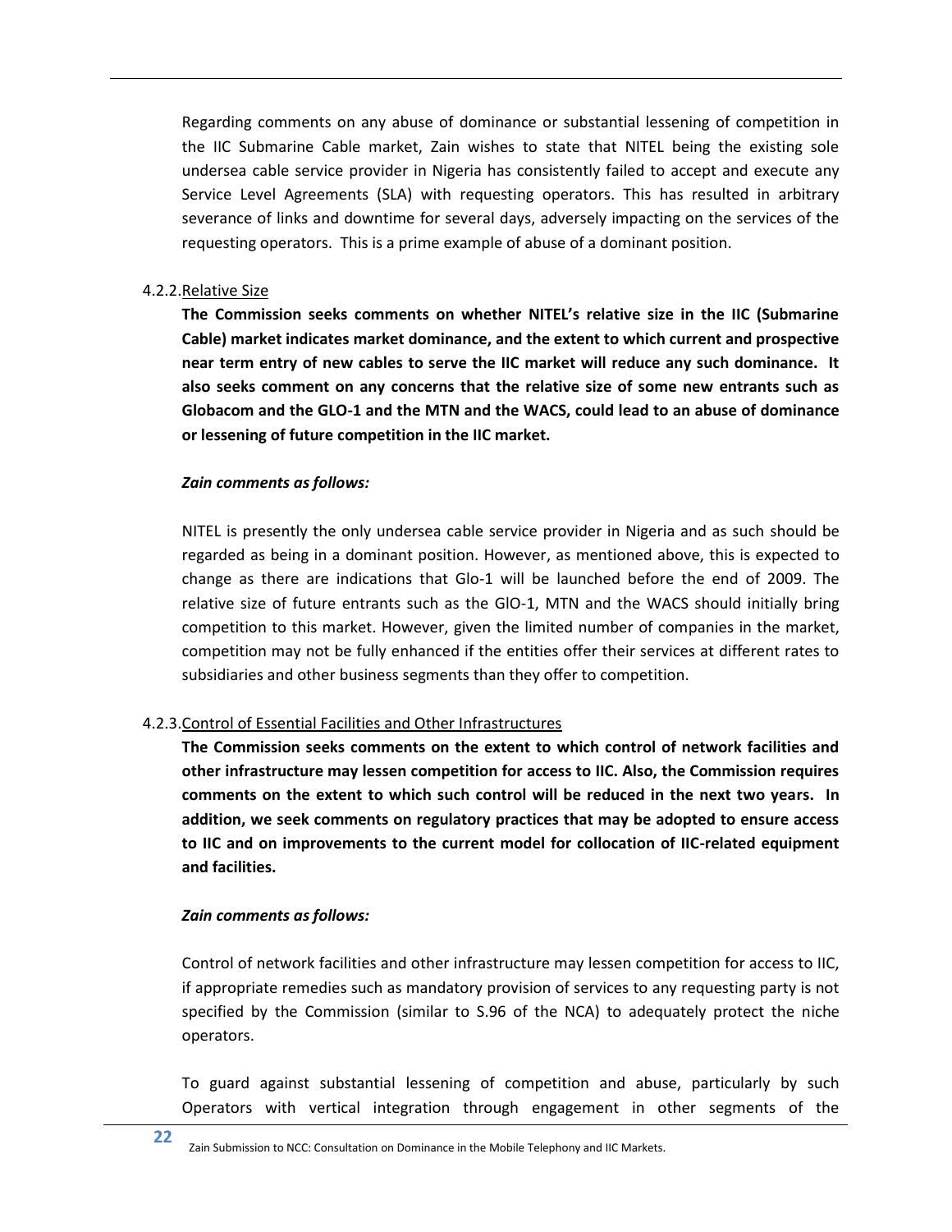Regarding comments on any abuse of dominance or substantial lessening of competition in the IIC Submarine Cable market, Zain wishes to state that NITEL being the existing sole undersea cable service provider in Nigeria has consistently failed to accept and execute any Service Level Agreements (SLA) with requesting operators. This has resulted in arbitrary severance of links and downtime for several days, adversely impacting on the services of the requesting operators. This is a prime example of abuse of a dominant position.

### 4.2.2. Relative Size

**The Commission seeks comments on whether NITEL's relative size in the IIC (Submarine Cable) market indicates market dominance, and the extent to which current and prospective near term entry of new cables to serve the IIC market will reduce any such dominance. It also seeks comment on any concerns that the relative size of some new entrants such as Globacom and the GLO-1 and the MTN and the WACS, could lead to an abuse of dominance or lessening of future competition in the IIC market.**

***Zain comments as follows:***

NITEL is presently the only undersea cable service provider in Nigeria and as such should be regarded as being in a dominant position. However, as mentioned above, this is expected to change as there are indications that Glo-1 will be launched before the end of 2009. The relative size of future entrants such as the GlO-1, MTN and the WACS should initially bring competition to this market. However, given the limited number of companies in the market, competition may not be fully enhanced if the entities offer their services at different rates to subsidiaries and other business segments than they offer to competition.

### 4.2.3. Control of Essential Facilities and Other Infrastructures

**The Commission seeks comments on the extent to which control of network facilities and other infrastructure may lessen competition for access to IIC. Also, the Commission requires comments on the extent to which such control will be reduced in the next two years. In addition, we seek comments on regulatory practices that may be adopted to ensure access to IIC and on improvements to the current model for collocation of IIC-related equipment and facilities.**

***Zain comments as follows:***

Control of network facilities and other infrastructure may lessen competition for access to IIC, if appropriate remedies such as mandatory provision of services to any requesting party is not specified by the Commission (similar to S.96 of the NCA) to adequately protect the niche operators.

To guard against substantial lessening of competition and abuse, particularly by such Operators with vertical integration through engagement in other segments of the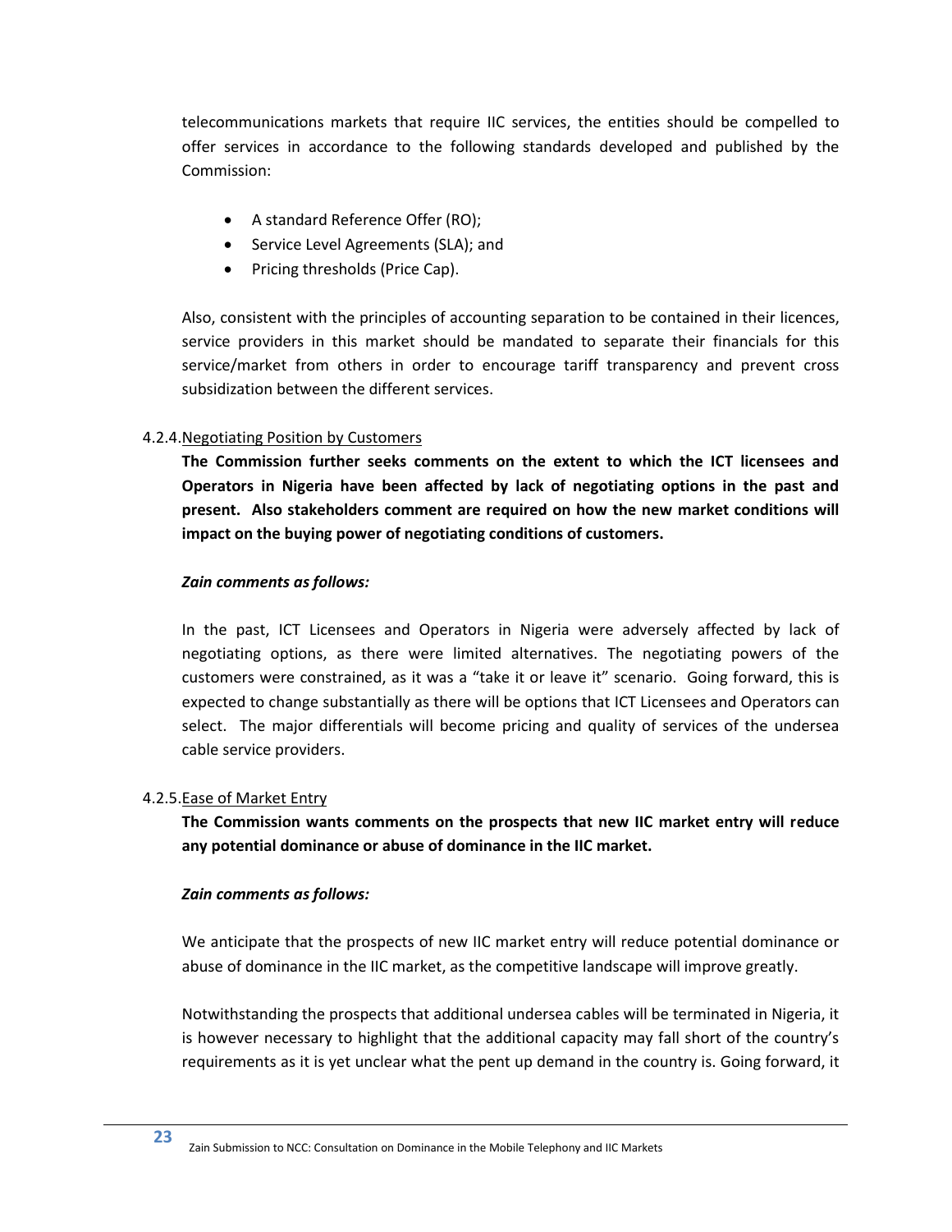telecommunications markets that require IIC services, the entities should be compelled to offer services in accordance to the following standards developed and published by the Commission:

- A standard Reference Offer (RO);
- Service Level Agreements (SLA); and
- Pricing thresholds (Price Cap).

Also, consistent with the principles of accounting separation to be contained in their licences, service providers in this market should be mandated to separate their financials for this service/market from others in order to encourage tariff transparency and prevent cross subsidization between the different services.

4.2.4. Negotiating Position by Customers

**The Commission further seeks comments on the extent to which the ICT licensees and Operators in Nigeria have been affected by lack of negotiating options in the past and present. Also stakeholders comment are required on how the new market conditions will impact on the buying power of negotiating conditions of customers.**

***Zain comments as follows:***

In the past, ICT Licensees and Operators in Nigeria were adversely affected by lack of negotiating options, as there were limited alternatives. The negotiating powers of the customers were constrained, as it was a "take it or leave it" scenario. Going forward, this is expected to change substantially as there will be options that ICT Licensees and Operators can select. The major differentials will become pricing and quality of services of the undersea cable service providers.

4.2.5. Ease of Market Entry

**The Commission wants comments on the prospects that new IIC market entry will reduce any potential dominance or abuse of dominance in the IIC market.**

***Zain comments as follows:***

We anticipate that the prospects of new IIC market entry will reduce potential dominance or abuse of dominance in the IIC market, as the competitive landscape will improve greatly.

Notwithstanding the prospects that additional undersea cables will be terminated in Nigeria, it is however necessary to highlight that the additional capacity may fall short of the country's requirements as it is yet unclear what the pent up demand in the country is. Going forward, it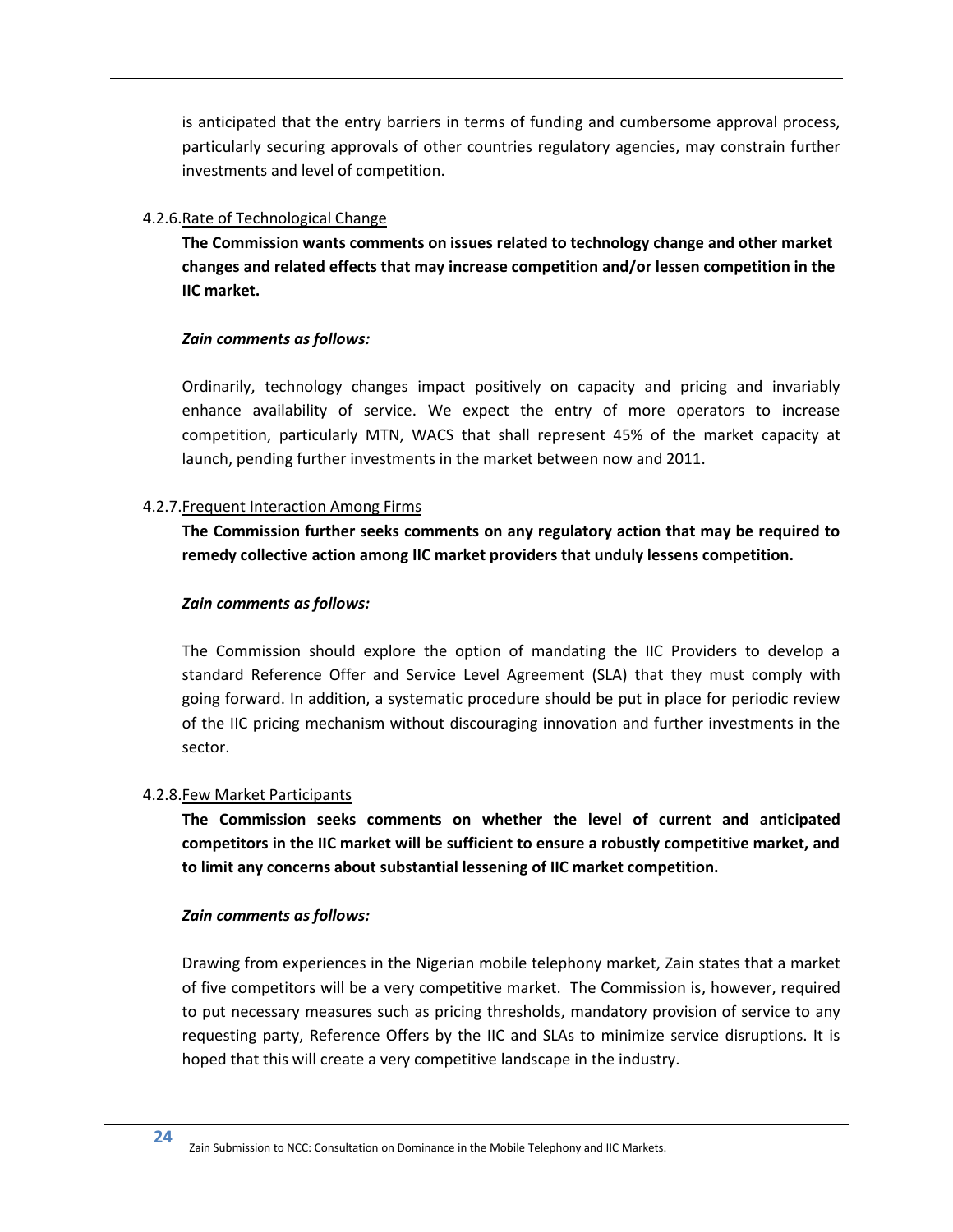is anticipated that the entry barriers in terms of funding and cumbersome approval process, particularly securing approvals of other countries regulatory agencies, may constrain further investments and level of competition.

#### 4.2.6. Rate of Technological Change

**The Commission wants comments on issues related to technology change and other market changes and related effects that may increase competition and/or lessen competition in the IIC market.**

***Zain comments as follows:***

Ordinarily, technology changes impact positively on capacity and pricing and invariably enhance availability of service. We expect the entry of more operators to increase competition, particularly MTN, WACS that shall represent 45% of the market capacity at launch, pending further investments in the market between now and 2011.

#### 4.2.7. Frequent Interaction Among Firms

**The Commission further seeks comments on any regulatory action that may be required to remedy collective action among IIC market providers that unduly lessens competition.**

***Zain comments as follows:***

The Commission should explore the option of mandating the IIC Providers to develop a standard Reference Offer and Service Level Agreement (SLA) that they must comply with going forward. In addition, a systematic procedure should be put in place for periodic review of the IIC pricing mechanism without discouraging innovation and further investments in the sector.

#### 4.2.8. Few Market Participants

**The Commission seeks comments on whether the level of current and anticipated competitors in the IIC market will be sufficient to ensure a robustly competitive market, and to limit any concerns about substantial lessening of IIC market competition.**

***Zain comments as follows:***

Drawing from experiences in the Nigerian mobile telephony market, Zain states that a market of five competitors will be a very competitive market. The Commission is, however, required to put necessary measures such as pricing thresholds, mandatory provision of service to any requesting party, Reference Offers by the IIC and SLAs to minimize service disruptions. It is hoped that this will create a very competitive landscape in the industry.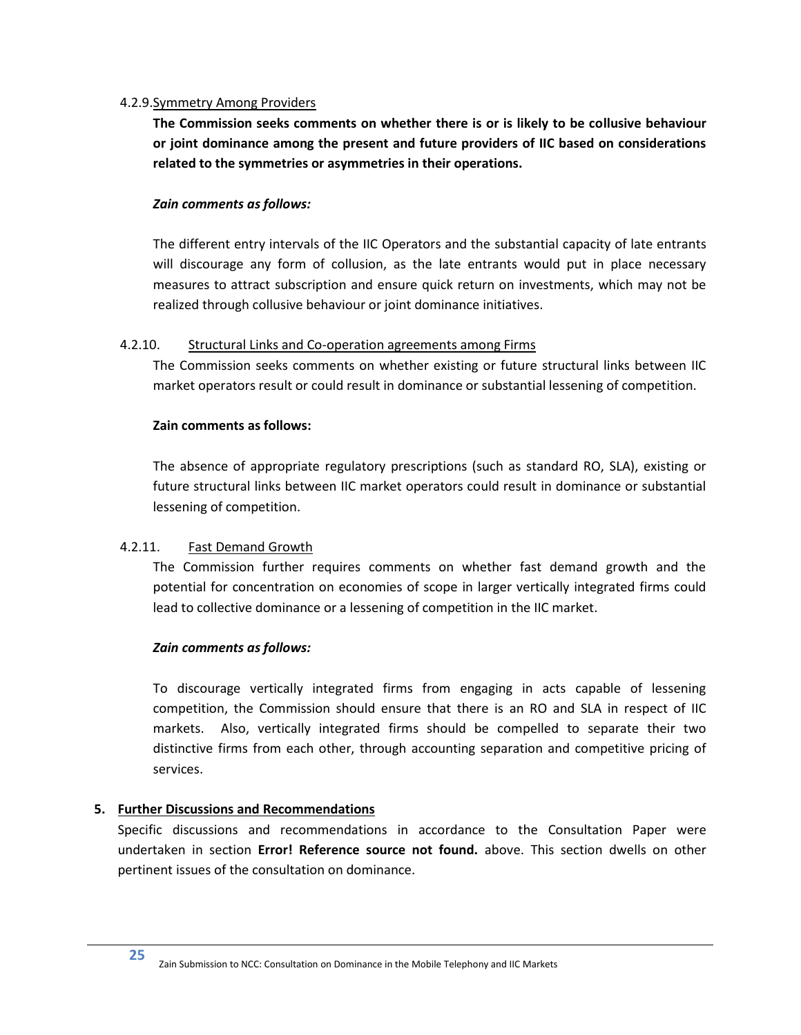#### 4.2.9. Symmetry Among Providers

**The Commission seeks comments on whether there is or is likely to be collusive behaviour or joint dominance among the present and future providers of IIC based on considerations related to the symmetries or asymmetries in their operations.**

***Zain comments as follows:***

The different entry intervals of the IIC Operators and the substantial capacity of late entrants will discourage any form of collusion, as the late entrants would put in place necessary measures to attract subscription and ensure quick return on investments, which may not be realized through collusive behaviour or joint dominance initiatives.

#### 4.2.10. Structural Links and Co-operation agreements among Firms

The Commission seeks comments on whether existing or future structural links between IIC market operators result or could result in dominance or substantial lessening of competition.

**Zain comments as follows:**

The absence of appropriate regulatory prescriptions (such as standard RO, SLA), existing or future structural links between IIC market operators could result in dominance or substantial lessening of competition.

#### 4.2.11. Fast Demand Growth

The Commission further requires comments on whether fast demand growth and the potential for concentration on economies of scope in larger vertically integrated firms could lead to collective dominance or a lessening of competition in the IIC market.

***Zain comments as follows:***

To discourage vertically integrated firms from engaging in acts capable of lessening competition, the Commission should ensure that there is an RO and SLA in respect of IIC markets. Also, vertically integrated firms should be compelled to separate their two distinctive firms from each other, through accounting separation and competitive pricing of services.

## 5. Further Discussions and Recommendations

Specific discussions and recommendations in accordance to the Consultation Paper were undertaken in section **Error! Reference source not found.** above. This section dwells on other pertinent issues of the consultation on dominance.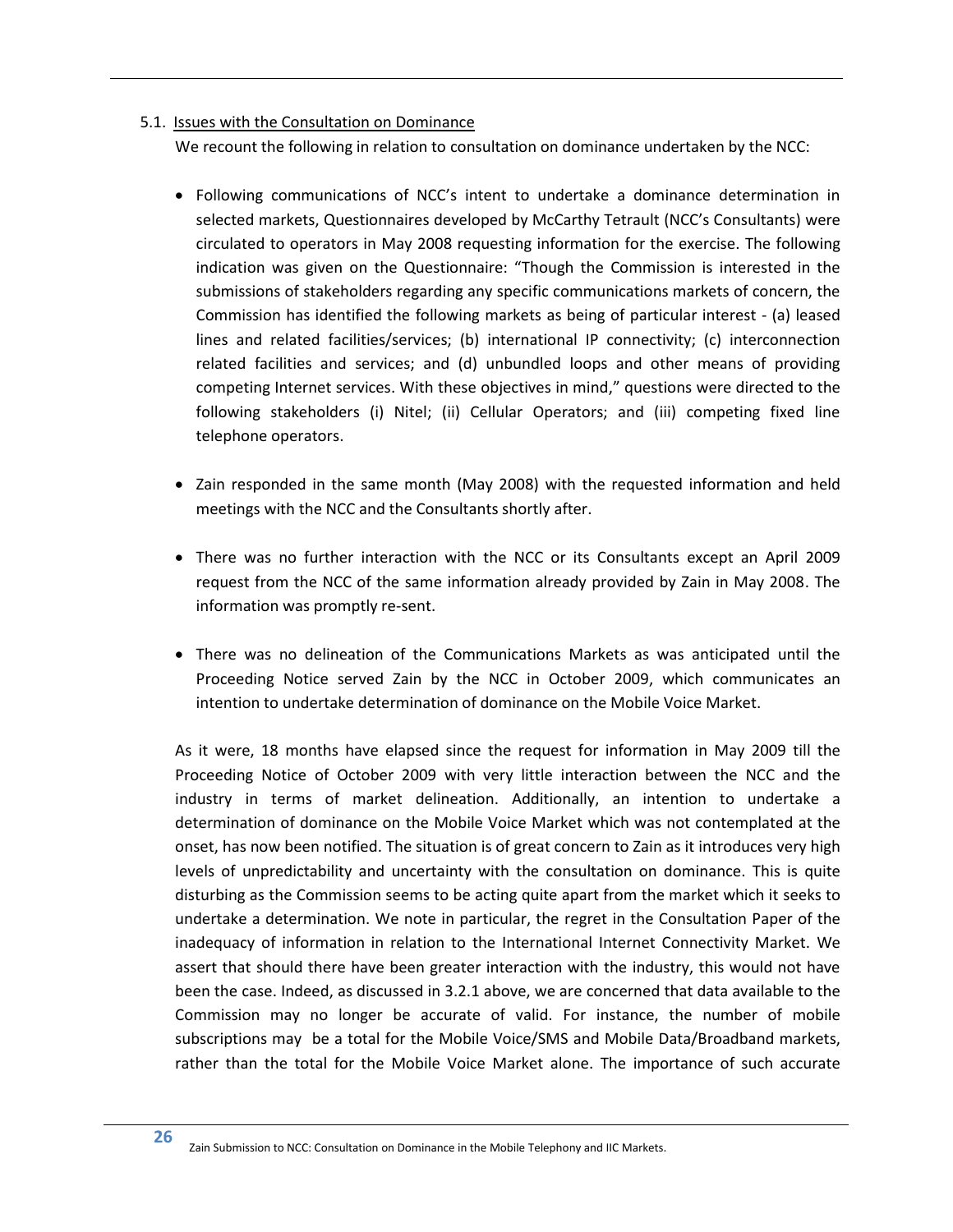5.1. Issues with the Consultation on Dominance

We recount the following in relation to consultation on dominance undertaken by the NCC:

- Following communications of NCC's intent to undertake a dominance determination in selected markets, Questionnaires developed by McCarthy Tetrault (NCC's Consultants) were circulated to operators in May 2008 requesting information for the exercise. The following indication was given on the Questionnaire: "Though the Commission is interested in the submissions of stakeholders regarding any specific communications markets of concern, the Commission has identified the following markets as being of particular interest - (a) leased lines and related facilities/services; (b) international IP connectivity; (c) interconnection related facilities and services; and (d) unbundled loops and other means of providing competing Internet services. With these objectives in mind," questions were directed to the following stakeholders (i) Nitel; (ii) Cellular Operators; and (iii) competing fixed line telephone operators.

- Zain responded in the same month (May 2008) with the requested information and held meetings with the NCC and the Consultants shortly after.

- There was no further interaction with the NCC or its Consultants except an April 2009 request from the NCC of the same information already provided by Zain in May 2008. The information was promptly re-sent.

- There was no delineation of the Communications Markets as was anticipated until the Proceeding Notice served Zain by the NCC in October 2009, which communicates an intention to undertake determination of dominance on the Mobile Voice Market.

As it were, 18 months have elapsed since the request for information in May 2009 till the Proceeding Notice of October 2009 with very little interaction between the NCC and the industry in terms of market delineation. Additionally, an intention to undertake a determination of dominance on the Mobile Voice Market which was not contemplated at the onset, has now been notified. The situation is of great concern to Zain as it introduces very high levels of unpredictability and uncertainty with the consultation on dominance. This is quite disturbing as the Commission seems to be acting quite apart from the market which it seeks to undertake a determination. We note in particular, the regret in the Consultation Paper of the inadequacy of information in relation to the International Internet Connectivity Market. We assert that should there have been greater interaction with the industry, this would not have been the case. Indeed, as discussed in 3.2.1 above, we are concerned that data available to the Commission may no longer be accurate of valid. For instance, the number of mobile subscriptions may be a total for the Mobile Voice/SMS and Mobile Data/Broadband markets, rather than the total for the Mobile Voice Market alone. The importance of such accurate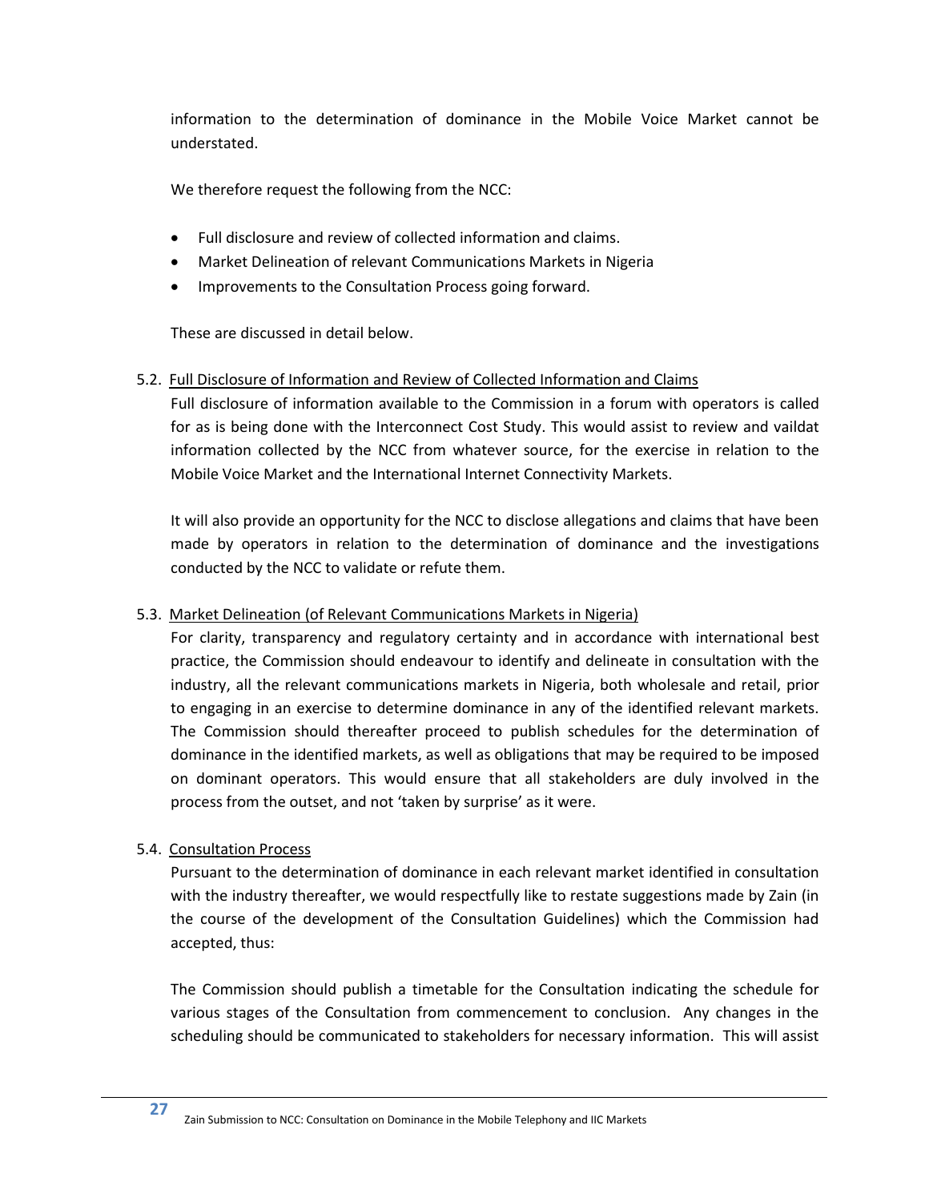information to the determination of dominance in the Mobile Voice Market cannot be understated.

We therefore request the following from the NCC:

- Full disclosure and review of collected information and claims.
- Market Delineation of relevant Communications Markets in Nigeria
- Improvements to the Consultation Process going forward.

These are discussed in detail below.

5.2. <u>Full Disclosure of Information and Review of Collected Information and Claims</u>

Full disclosure of information available to the Commission in a forum with operators is called for as is being done with the Interconnect Cost Study. This would assist to review and vaildat information collected by the NCC from whatever source, for the exercise in relation to the Mobile Voice Market and the International Internet Connectivity Markets.

It will also provide an opportunity for the NCC to disclose allegations and claims that have been made by operators in relation to the determination of dominance and the investigations conducted by the NCC to validate or refute them.

5.3. <u>Market Delineation (of Relevant Communications Markets in Nigeria)</u>

For clarity, transparency and regulatory certainty and in accordance with international best practice, the Commission should endeavour to identify and delineate in consultation with the industry, all the relevant communications markets in Nigeria, both wholesale and retail, prior to engaging in an exercise to determine dominance in any of the identified relevant markets. The Commission should thereafter proceed to publish schedules for the determination of dominance in the identified markets, as well as obligations that may be required to be imposed on dominant operators. This would ensure that all stakeholders are duly involved in the process from the outset, and not 'taken by surprise' as it were.

5.4. <u>Consultation Process</u>

Pursuant to the determination of dominance in each relevant market identified in consultation with the industry thereafter, we would respectfully like to restate suggestions made by Zain (in the course of the development of the Consultation Guidelines) which the Commission had accepted, thus:

The Commission should publish a timetable for the Consultation indicating the schedule for various stages of the Consultation from commencement to conclusion. Any changes in the scheduling should be communicated to stakeholders for necessary information. This will assist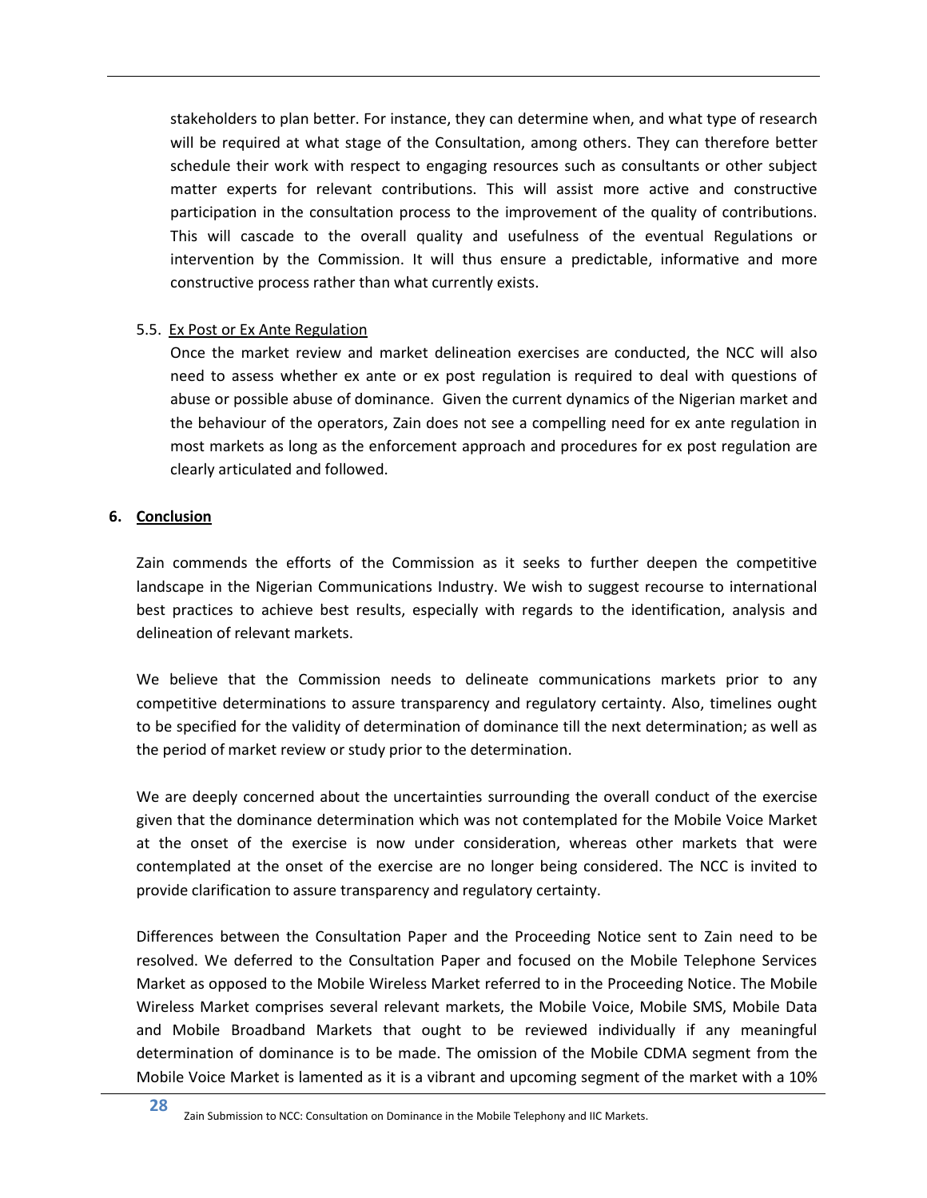stakeholders to plan better. For instance, they can determine when, and what type of research will be required at what stage of the Consultation, among others. They can therefore better schedule their work with respect to engaging resources such as consultants or other subject matter experts for relevant contributions. This will assist more active and constructive participation in the consultation process to the improvement of the quality of contributions. This will cascade to the overall quality and usefulness of the eventual Regulations or intervention by the Commission. It will thus ensure a predictable, informative and more constructive process rather than what currently exists.

5.5. Ex Post or Ex Ante Regulation

Once the market review and market delineation exercises are conducted, the NCC will also need to assess whether ex ante or ex post regulation is required to deal with questions of abuse or possible abuse of dominance. Given the current dynamics of the Nigerian market and the behaviour of the operators, Zain does not see a compelling need for ex ante regulation in most markets as long as the enforcement approach and procedures for ex post regulation are clearly articulated and followed.

## 6. Conclusion

Zain commends the efforts of the Commission as it seeks to further deepen the competitive landscape in the Nigerian Communications Industry. We wish to suggest recourse to international best practices to achieve best results, especially with regards to the identification, analysis and delineation of relevant markets.

We believe that the Commission needs to delineate communications markets prior to any competitive determinations to assure transparency and regulatory certainty. Also, timelines ought to be specified for the validity of determination of dominance till the next determination; as well as the period of market review or study prior to the determination.

We are deeply concerned about the uncertainties surrounding the overall conduct of the exercise given that the dominance determination which was not contemplated for the Mobile Voice Market at the onset of the exercise is now under consideration, whereas other markets that were contemplated at the onset of the exercise are no longer being considered. The NCC is invited to provide clarification to assure transparency and regulatory certainty.

Differences between the Consultation Paper and the Proceeding Notice sent to Zain need to be resolved. We deferred to the Consultation Paper and focused on the Mobile Telephone Services Market as opposed to the Mobile Wireless Market referred to in the Proceeding Notice. The Mobile Wireless Market comprises several relevant markets, the Mobile Voice, Mobile SMS, Mobile Data and Mobile Broadband Markets that ought to be reviewed individually if any meaningful determination of dominance is to be made. The omission of the Mobile CDMA segment from the Mobile Voice Market is lamented as it is a vibrant and upcoming segment of the market with a 10%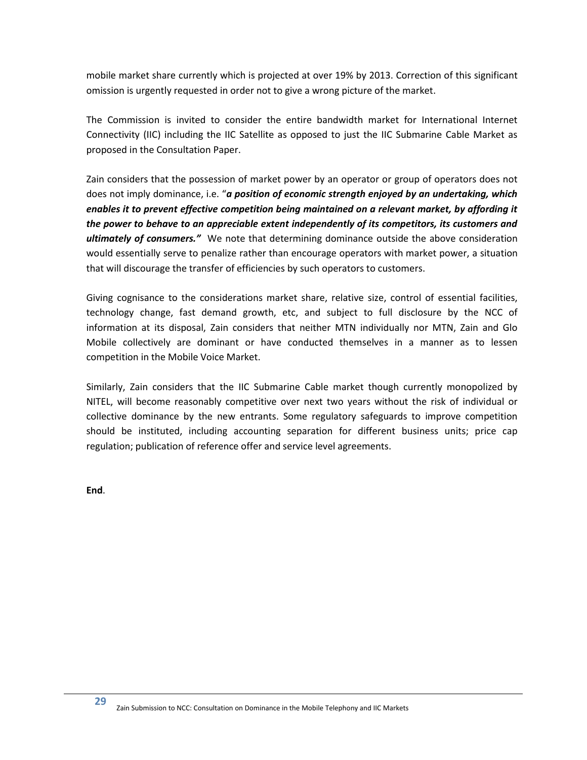mobile market share currently which is projected at over 19% by 2013. Correction of this significant omission is urgently requested in order not to give a wrong picture of the market.

The Commission is invited to consider the entire bandwidth market for International Internet Connectivity (IIC) including the IIC Satellite as opposed to just the IIC Submarine Cable Market as proposed in the Consultation Paper.

Zain considers that the possession of market power by an operator or group of operators does not does not imply dominance, i.e. "***a position of economic strength enjoyed by an undertaking, which enables it to prevent effective competition being maintained on a relevant market, by affording it the power to behave to an appreciable extent independently of its competitors, its customers and ultimately of consumers."*** We note that determining dominance outside the above consideration would essentially serve to penalize rather than encourage operators with market power, a situation that will discourage the transfer of efficiencies by such operators to customers.

Giving cognisance to the considerations market share, relative size, control of essential facilities, technology change, fast demand growth, etc, and subject to full disclosure by the NCC of information at its disposal, Zain considers that neither MTN individually nor MTN, Zain and Glo Mobile collectively are dominant or have conducted themselves in a manner as to lessen competition in the Mobile Voice Market.

Similarly, Zain considers that the IIC Submarine Cable market though currently monopolized by NITEL, will become reasonably competitive over next two years without the risk of individual or collective dominance by the new entrants. Some regulatory safeguards to improve competition should be instituted, including accounting separation for different business units; price cap regulation; publication of reference offer and service level agreements.

**End**.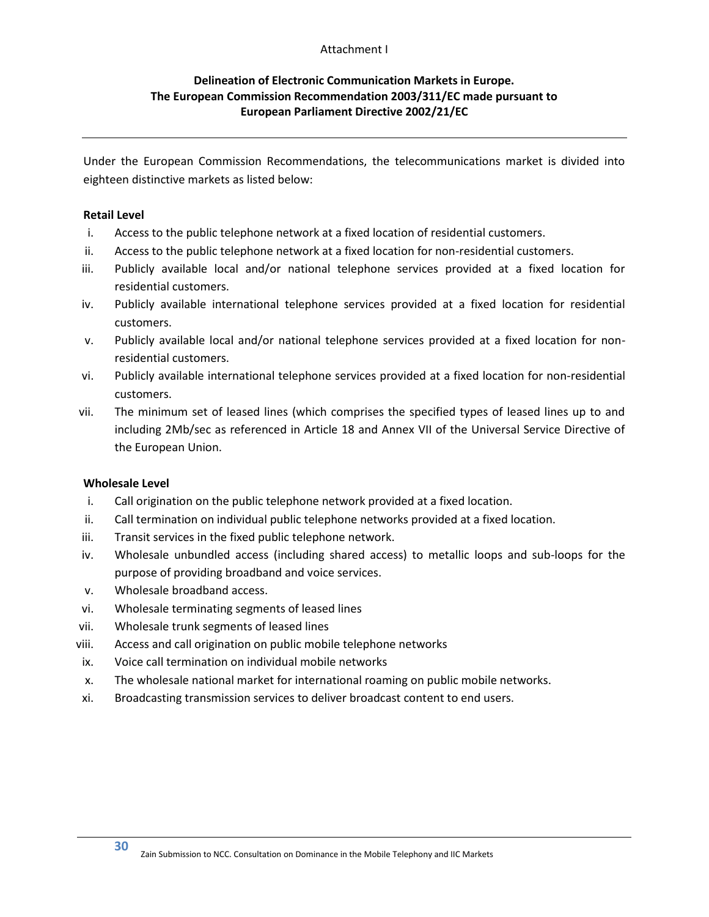Attachment I

**Delineation of Electronic Communication Markets in Europe.**
**The European Commission Recommendation 2003/311/EC made pursuant to**
**European Parliament Directive 2002/21/EC**

---

Under the European Commission Recommendations, the telecommunications market is divided into eighteen distinctive markets as listed below:

**Retail Level**

i. Access to the public telephone network at a fixed location of residential customers.
ii. Access to the public telephone network at a fixed location for non-residential customers.
iii. Publicly available local and/or national telephone services provided at a fixed location for residential customers.
iv. Publicly available international telephone services provided at a fixed location for residential customers.
v. Publicly available local and/or national telephone services provided at a fixed location for non-residential customers.
vi. Publicly available international telephone services provided at a fixed location for non-residential customers.
vii. The minimum set of leased lines (which comprises the specified types of leased lines up to and including 2Mb/sec as referenced in Article 18 and Annex VII of the Universal Service Directive of the European Union.

**Wholesale Level**

i. Call origination on the public telephone network provided at a fixed location.
ii. Call termination on individual public telephone networks provided at a fixed location.
iii. Transit services in the fixed public telephone network.
iv. Wholesale unbundled access (including shared access) to metallic loops and sub-loops for the purpose of providing broadband and voice services.
v. Wholesale broadband access.
vi. Wholesale terminating segments of leased lines
vii. Wholesale trunk segments of leased lines
viii. Access and call origination on public mobile telephone networks
ix. Voice call termination on individual mobile networks
x. The wholesale national market for international roaming on public mobile networks.
xi. Broadcasting transmission services to deliver broadcast content to end users.